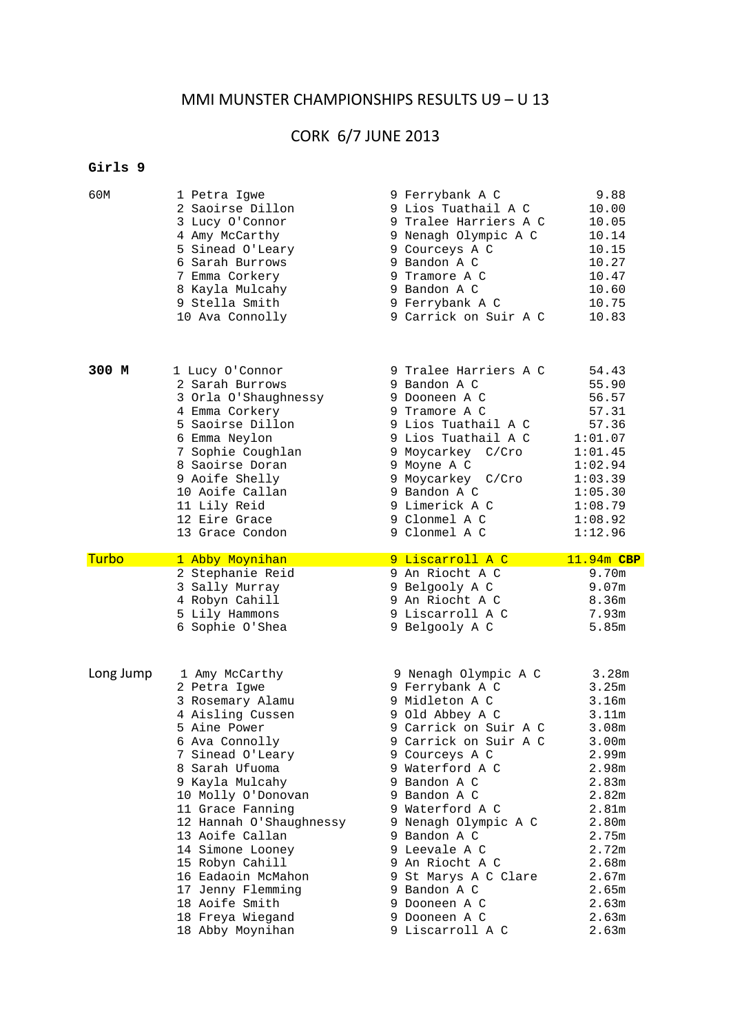# MMI MUNSTER CHAMPIONSHIPS RESULTS U9 – U 13

## CORK 6/7 JUNE 2013

### Girls 9

| Event | Pos | Name | Age | Club | Result |
|---|---|---|---|---|---|
| 60M | 1 | Petra Igwe | 9 | Ferrybank A C | 9.88 |
| | 2 | Saoirse Dillon | 9 | Lios Tuathail A C | 10.00 |
| | 3 | Lucy O'Connor | 9 | Tralee Harriers A C | 10.05 |
| | 4 | Amy McCarthy | 9 | Nenagh Olympic A C | 10.14 |
| | 5 | Sinead O'Leary | 9 | Courceys A C | 10.15 |
| | 6 | Sarah Burrows | 9 | Bandon A C | 10.27 |
| | 7 | Emma Corkery | 9 | Tramore A C | 10.47 |
| | 8 | Kayla Mulcahy | 9 | Bandon A C | 10.60 |
| | 9 | Stella Smith | 9 | Ferrybank A C | 10.75 |
| | 10 | Ava Connolly | 9 | Carrick on Suir A C | 10.83 |

| Event | Pos | Name | Age | Club | Result |
|---|---|---|---|---|---|
| **300 M** | 1 | Lucy O'Connor | 9 | Tralee Harriers A C | 54.43 |
| | 2 | Sarah Burrows | 9 | Bandon A C | 55.90 |
| | 3 | Orla O'Shaughnessy | 9 | Dooneen A C | 56.57 |
| | 4 | Emma Corkery | 9 | Tramore A C | 57.31 |
| | 5 | Saoirse Dillon | 9 | Lios Tuathail A C | 57.36 |
| | 6 | Emma Neylon | 9 | Lios Tuathail A C | 1:01.07 |
| | 7 | Sophie Coughlan | 9 | Moycarkey C/Cro | 1:01.45 |
| | 8 | Saoirse Doran | 9 | Moyne A C | 1:02.94 |
| | 9 | Aoife Shelly | 9 | Moycarkey C/Cro | 1:03.39 |
| | 10 | Aoife Callan | 9 | Bandon A C | 1:05.30 |
| | 11 | Lily Reid | 9 | Limerick A C | 1:08.79 |
| | 12 | Eire Grace | 9 | Clonmel A C | 1:08.92 |
| | 13 | Grace Condon | 9 | Clonmel A C | 1:12.96 |

| Event | Pos | Name | Age | Club | Result |
|---|---|---|---|---|---|
| Turbo | 1 | Abby Moynihan | 9 | Liscarroll A C | 11.94m **CBP** |
| | 2 | Stephanie Reid | 9 | An Riocht A C | 9.70m |
| | 3 | Sally Murray | 9 | Belgooly A C | 9.07m |
| | 4 | Robyn Cahill | 9 | An Riocht A C | 8.36m |
| | 5 | Lily Hammons | 9 | Liscarroll A C | 7.93m |
| | 6 | Sophie O'Shea | 9 | Belgooly A C | 5.85m |

| Event | Pos | Name | Age | Club | Result |
|---|---|---|---|---|---|
| Long Jump | 1 | Amy McCarthy | 9 | Nenagh Olympic A C | 3.28m |
| | 2 | Petra Igwe | 9 | Ferrybank A C | 3.25m |
| | 3 | Rosemary Alamu | 9 | Midleton A C | 3.16m |
| | 4 | Aisling Cussen | 9 | Old Abbey A C | 3.11m |
| | 5 | Aine Power | 9 | Carrick on Suir A C | 3.08m |
| | 6 | Ava Connolly | 9 | Carrick on Suir A C | 3.00m |
| | 7 | Sinead O'Leary | 9 | Courceys A C | 2.99m |
| | 8 | Sarah Ufuoma | 9 | Waterford A C | 2.98m |
| | 9 | Kayla Mulcahy | 9 | Bandon A C | 2.83m |
| | 10 | Molly O'Donovan | 9 | Bandon A C | 2.82m |
| | 11 | Grace Fanning | 9 | Waterford A C | 2.81m |
| | 12 | Hannah O'Shaughnessy | 9 | Nenagh Olympic A C | 2.80m |
| | 13 | Aoife Callan | 9 | Bandon A C | 2.75m |
| | 14 | Simone Looney | 9 | Leevale A C | 2.72m |
| | 15 | Robyn Cahill | 9 | An Riocht A C | 2.68m |
| | 16 | Eadaoin McMahon | 9 | St Marys A C Clare | 2.67m |
| | 17 | Jenny Flemming | 9 | Bandon A C | 2.65m |
| | 18 | Aoife Smith | 9 | Dooneen A C | 2.63m |
| | 18 | Freya Wiegand | 9 | Dooneen A C | 2.63m |
| | 18 | Abby Moynihan | 9 | Liscarroll A C | 2.63m |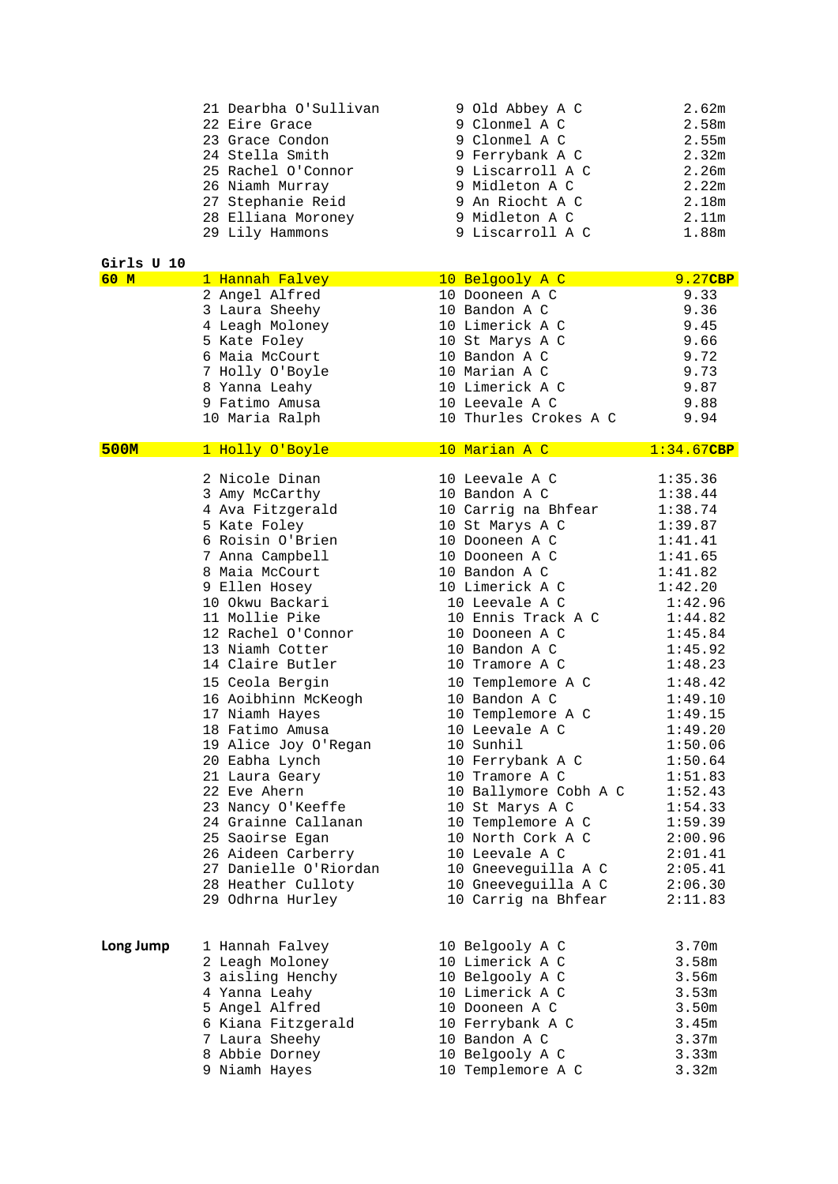| Event | Place | Name | Age | Club | Result |
|---|---|---|---|---|---|
| | 21 | Dearbha O'Sullivan | 9 | Old Abbey A C | 2.62m |
| | 22 | Eire Grace | 9 | Clonmel A C | 2.58m |
| | 23 | Grace Condon | 9 | Clonmel A C | 2.55m |
| | 24 | Stella Smith | 9 | Ferrybank A C | 2.32m |
| | 25 | Rachel O'Connor | 9 | Liscarroll A C | 2.26m |
| | 26 | Niamh Murray | 9 | Midleton A C | 2.22m |
| | 27 | Stephanie Reid | 9 | An Riocht A C | 2.18m |
| | 28 | Elliana Moroney | 9 | Midleton A C | 2.11m |
| | 29 | Lily Hammons | 9 | Liscarroll A C | 1.88m |

**Girls U 10**

| Event | Place | Name | Age | Club | Result |
|---|---|---|---|---|---|
| **60 M** | 1 | Hannah Falvey | 10 | Belgooly A C | 9.27**CBP** |
| | 2 | Angel Alfred | 10 | Dooneen A C | 9.33 |
| | 3 | Laura Sheehy | 10 | Bandon A C | 9.36 |
| | 4 | Leagh Moloney | 10 | Limerick A C | 9.45 |
| | 5 | Kate Foley | 10 | St Marys A C | 9.66 |
| | 6 | Maia McCourt | 10 | Bandon A C | 9.72 |
| | 7 | Holly O'Boyle | 10 | Marian A C | 9.73 |
| | 8 | Yanna Leahy | 10 | Limerick A C | 9.87 |
| | 9 | Fatimo Amusa | 10 | Leevale A C | 9.88 |
| | 10 | Maria Ralph | 10 | Thurles Crokes A C | 9.94 |
| **500M** | 1 | Holly O'Boyle | 10 | Marian A C | 1:34.67**CBP** |
| | 2 | Nicole Dinan | 10 | Leevale A C | 1:35.36 |
| | 3 | Amy McCarthy | 10 | Bandon A C | 1:38.44 |
| | 4 | Ava Fitzgerald | 10 | Carrig na Bhfear | 1:38.74 |
| | 5 | Kate Foley | 10 | St Marys A C | 1:39.87 |
| | 6 | Roisin O'Brien | 10 | Dooneen A C | 1:41.41 |
| | 7 | Anna Campbell | 10 | Dooneen A C | 1:41.65 |
| | 8 | Maia McCourt | 10 | Bandon A C | 1:41.82 |
| | 9 | Ellen Hosey | 10 | Limerick A C | 1:42.20 |
| | 10 | Okwu Backari | 10 | Leevale A C | 1:42.96 |
| | 11 | Mollie Pike | 10 | Ennis Track A C | 1:44.82 |
| | 12 | Rachel O'Connor | 10 | Dooneen A C | 1:45.84 |
| | 13 | Niamh Cotter | 10 | Bandon A C | 1:45.92 |
| | 14 | Claire Butler | 10 | Tramore A C | 1:48.23 |
| | 15 | Ceola Bergin | 10 | Templemore A C | 1:48.42 |
| | 16 | Aoibhinn McKeogh | 10 | Bandon A C | 1:49.10 |
| | 17 | Niamh Hayes | 10 | Templemore A C | 1:49.15 |
| | 18 | Fatimo Amusa | 10 | Leevale A C | 1:49.20 |
| | 19 | Alice Joy O'Regan | 10 | Sunhil | 1:50.06 |
| | 20 | Eabha Lynch | 10 | Ferrybank A C | 1:50.64 |
| | 21 | Laura Geary | 10 | Tramore A C | 1:51.83 |
| | 22 | Eve Ahern | 10 | Ballymore Cobh A C | 1:52.43 |
| | 23 | Nancy O'Keeffe | 10 | St Marys A C | 1:54.33 |
| | 24 | Grainne Callanan | 10 | Templemore A C | 1:59.39 |
| | 25 | Saoirse Egan | 10 | North Cork A C | 2:00.96 |
| | 26 | Aideen Carberry | 10 | Leevale A C | 2:01.41 |
| | 27 | Danielle O'Riordan | 10 | Gneeveguilla A C | 2:05.41 |
| | 28 | Heather Culloty | 10 | Gneeveguilla A C | 2:06.30 |
| | 29 | Odhrna Hurley | 10 | Carrig na Bhfear | 2:11.83 |
| **Long Jump** | 1 | Hannah Falvey | 10 | Belgooly A C | 3.70m |
| | 2 | Leagh Moloney | 10 | Limerick A C | 3.58m |
| | 3 | aisling Henchy | 10 | Belgooly A C | 3.56m |
| | 4 | Yanna Leahy | 10 | Limerick A C | 3.53m |
| | 5 | Angel Alfred | 10 | Dooneen A C | 3.50m |
| | 6 | Kiana Fitzgerald | 10 | Ferrybank A C | 3.45m |
| | 7 | Laura Sheehy | 10 | Bandon A C | 3.37m |
| | 8 | Abbie Dorney | 10 | Belgooly A C | 3.33m |
| | 9 | Niamh Hayes | 10 | Templemore A C | 3.32m |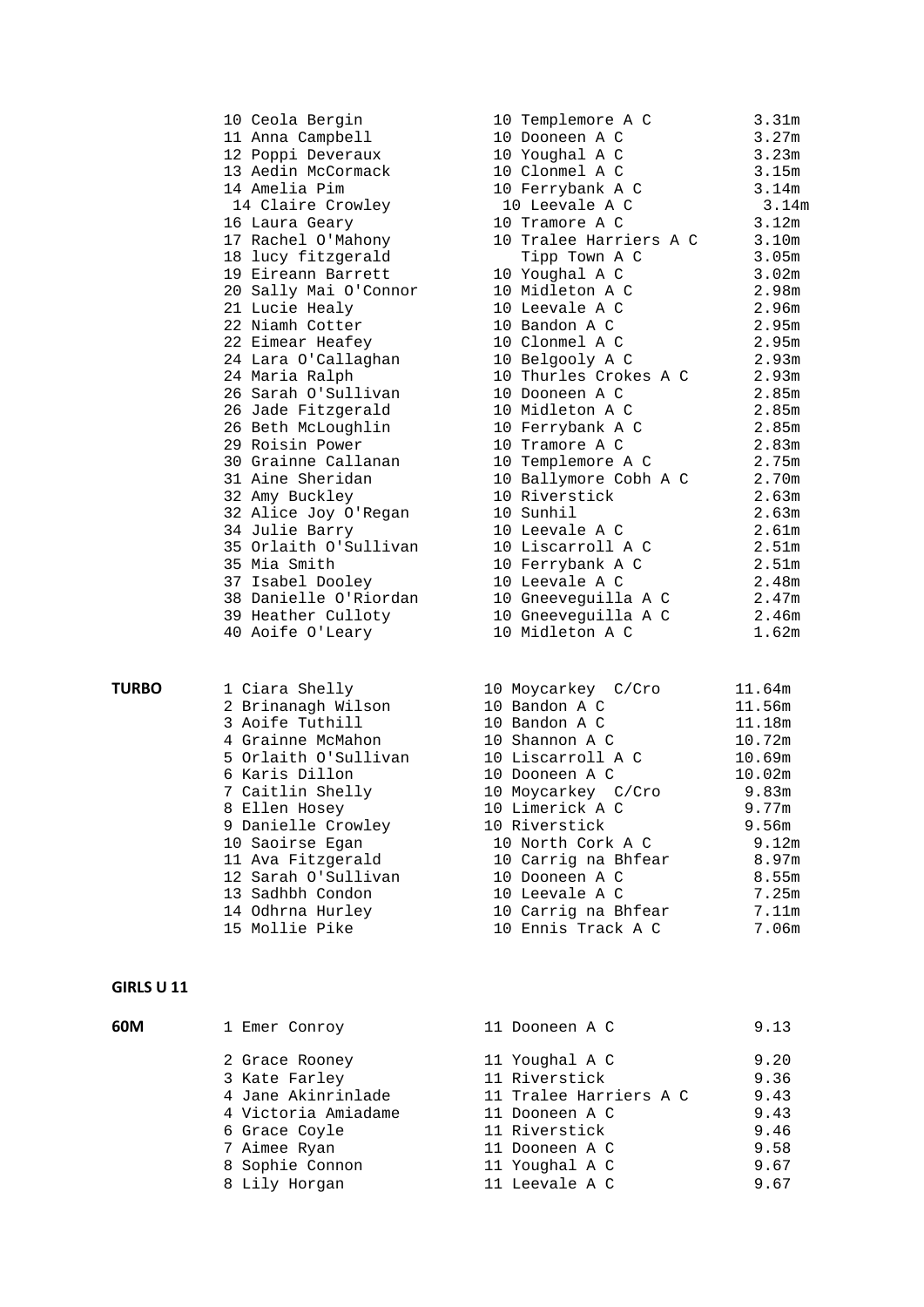| Pos | Name | Age | Club | Result |
|---|---|---|---|---|
| 10 | Ceola Bergin | 10 | Templemore A C | 3.31m |
| 11 | Anna Campbell | 10 | Dooneen A C | 3.27m |
| 12 | Poppi Deveraux | 10 | Youghal A C | 3.23m |
| 13 | Aedin McCormack | 10 | Clonmel A C | 3.15m |
| 14 | Amelia Pim | 10 | Ferrybank A C | 3.14m |
| 14 | Claire Crowley | 10 | Leevale A C | 3.14m |
| 16 | Laura Geary | 10 | Tramore A C | 3.12m |
| 17 | Rachel O'Mahony | 10 | Tralee Harriers A C | 3.10m |
| 18 | lucy fitzgerald | | Tipp Town A C | 3.05m |
| 19 | Eireann Barrett | 10 | Youghal A C | 3.02m |
| 20 | Sally Mai O'Connor | 10 | Midleton A C | 2.98m |
| 21 | Lucie Healy | 10 | Leevale A C | 2.96m |
| 22 | Niamh Cotter | 10 | Bandon A C | 2.95m |
| 22 | Eimear Heafey | 10 | Clonmel A C | 2.95m |
| 24 | Lara O'Callaghan | 10 | Belgooly A C | 2.93m |
| 24 | Maria Ralph | 10 | Thurles Crokes A C | 2.93m |
| 26 | Sarah O'Sullivan | 10 | Dooneen A C | 2.85m |
| 26 | Jade Fitzgerald | 10 | Midleton A C | 2.85m |
| 26 | Beth McLoughlin | 10 | Ferrybank A C | 2.85m |
| 29 | Roisin Power | 10 | Tramore A C | 2.83m |
| 30 | Grainne Callanan | 10 | Templemore A C | 2.75m |
| 31 | Aine Sheridan | 10 | Ballymore Cobh A C | 2.70m |
| 32 | Amy Buckley | 10 | Riverstick | 2.63m |
| 32 | Alice Joy O'Regan | 10 | Sunhil | 2.63m |
| 34 | Julie Barry | 10 | Leevale A C | 2.61m |
| 35 | Orlaith O'Sullivan | 10 | Liscarroll A C | 2.51m |
| 35 | Mia Smith | 10 | Ferrybank A C | 2.51m |
| 37 | Isabel Dooley | 10 | Leevale A C | 2.48m |
| 38 | Danielle O'Riordan | 10 | Gneeveguilla A C | 2.47m |
| 39 | Heather Culloty | 10 | Gneeveguilla A C | 2.46m |
| 40 | Aoife O'Leary | 10 | Midleton A C | 1.62m |

**TURBO**

| Pos | Name | Age | Club | Result |
|---|---|---|---|---|
| 1 | Ciara Shelly | 10 | Moycarkey C/Cro | 11.64m |
| 2 | Brinanagh Wilson | 10 | Bandon A C | 11.56m |
| 3 | Aoife Tuthill | 10 | Bandon A C | 11.18m |
| 4 | Grainne McMahon | 10 | Shannon A C | 10.72m |
| 5 | Orlaith O'Sullivan | 10 | Liscarroll A C | 10.69m |
| 6 | Karis Dillon | 10 | Dooneen A C | 10.02m |
| 7 | Caitlin Shelly | 10 | Moycarkey C/Cro | 9.83m |
| 8 | Ellen Hosey | 10 | Limerick A C | 9.77m |
| 9 | Danielle Crowley | 10 | Riverstick | 9.56m |
| 10 | Saoirse Egan | 10 | North Cork A C | 9.12m |
| 11 | Ava Fitzgerald | 10 | Carrig na Bhfear | 8.97m |
| 12 | Sarah O'Sullivan | 10 | Dooneen A C | 8.55m |
| 13 | Sadhbh Condon | 10 | Leevale A C | 7.25m |
| 14 | Odhrna Hurley | 10 | Carrig na Bhfear | 7.11m |
| 15 | Mollie Pike | 10 | Ennis Track A C | 7.06m |

## GIRLS U 11

**60M**

| Pos | Name | Age | Club | Result |
|---|---|---|---|---|
| 1 | Emer Conroy | 11 | Dooneen A C | 9.13 |
| 2 | Grace Rooney | 11 | Youghal A C | 9.20 |
| 3 | Kate Farley | 11 | Riverstick | 9.36 |
| 4 | Jane Akinrinlade | 11 | Tralee Harriers A C | 9.43 |
| 4 | Victoria Amiadame | 11 | Dooneen A C | 9.43 |
| 6 | Grace Coyle | 11 | Riverstick | 9.46 |
| 7 | Aimee Ryan | 11 | Dooneen A C | 9.58 |
| 8 | Sophie Connon | 11 | Youghal A C | 9.67 |
| 8 | Lily Horgan | 11 | Leevale A C | 9.67 |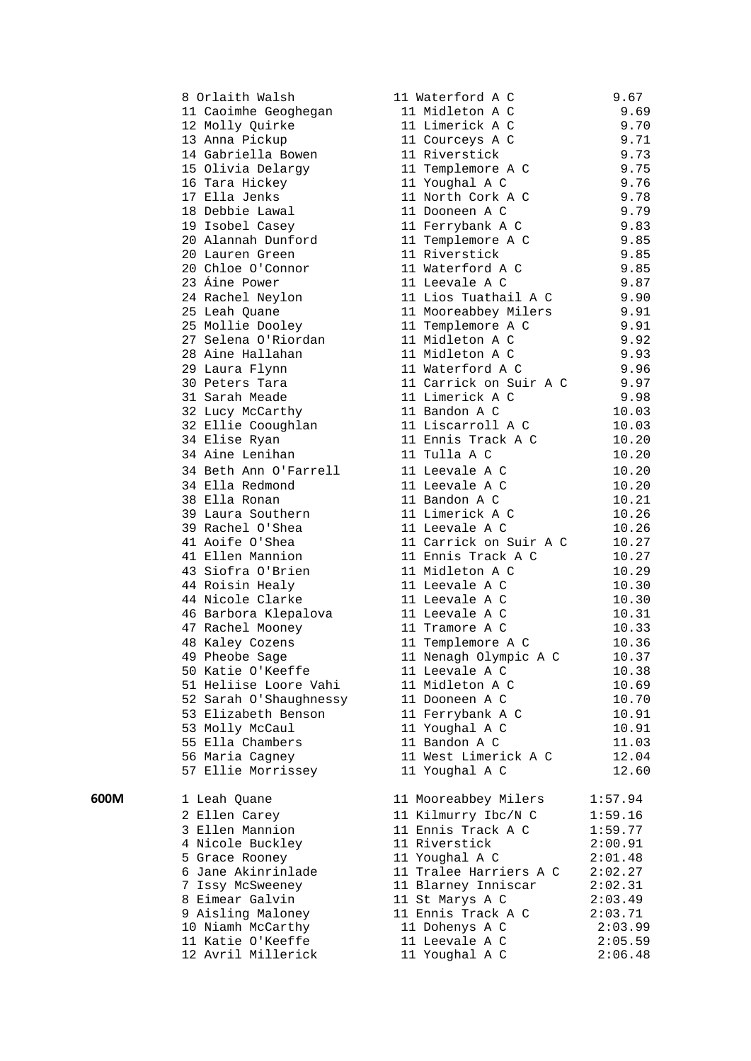| Pos | Name | Age | Club | Time |
|---|---|---|---|---|
| 8 | Orlaith Walsh | 11 | Waterford A C | 9.67 |
| 11 | Caoimhe Geoghegan | 11 | Midleton A C | 9.69 |
| 12 | Molly Quirke | 11 | Limerick A C | 9.70 |
| 13 | Anna Pickup | 11 | Courceys A C | 9.71 |
| 14 | Gabriella Bowen | 11 | Riverstick | 9.73 |
| 15 | Olivia Delargy | 11 | Templemore A C | 9.75 |
| 16 | Tara Hickey | 11 | Youghal A C | 9.76 |
| 17 | Ella Jenks | 11 | North Cork A C | 9.78 |
| 18 | Debbie Lawal | 11 | Dooneen A C | 9.79 |
| 19 | Isobel Casey | 11 | Ferrybank A C | 9.83 |
| 20 | Alannah Dunford | 11 | Templemore A C | 9.85 |
| 20 | Lauren Green | 11 | Riverstick | 9.85 |
| 20 | Chloe O'Connor | 11 | Waterford A C | 9.85 |
| 23 | Áine Power | 11 | Leevale A C | 9.87 |
| 24 | Rachel Neylon | 11 | Lios Tuathail A C | 9.90 |
| 25 | Leah Quane | 11 | Mooreabbey Milers | 9.91 |
| 25 | Mollie Dooley | 11 | Templemore A C | 9.91 |
| 27 | Selena O'Riordan | 11 | Midleton A C | 9.92 |
| 28 | Aine Hallahan | 11 | Midleton A C | 9.93 |
| 29 | Laura Flynn | 11 | Waterford A C | 9.96 |
| 30 | Peters Tara | 11 | Carrick on Suir A C | 9.97 |
| 31 | Sarah Meade | 11 | Limerick A C | 9.98 |
| 32 | Lucy McCarthy | 11 | Bandon A C | 10.03 |
| 32 | Ellie Cooughlan | 11 | Liscarroll A C | 10.03 |
| 34 | Elise Ryan | 11 | Ennis Track A C | 10.20 |
| 34 | Aine Lenihan | 11 | Tulla A C | 10.20 |
| 34 | Beth Ann O'Farrell | 11 | Leevale A C | 10.20 |
| 34 | Ella Redmond | 11 | Leevale A C | 10.20 |
| 38 | Ella Ronan | 11 | Bandon A C | 10.21 |
| 39 | Laura Southern | 11 | Limerick A C | 10.26 |
| 39 | Rachel O'Shea | 11 | Leevale A C | 10.26 |
| 41 | Aoife O'Shea | 11 | Carrick on Suir A C | 10.27 |
| 41 | Ellen Mannion | 11 | Ennis Track A C | 10.27 |
| 43 | Siofra O'Brien | 11 | Midleton A C | 10.29 |
| 44 | Roisin Healy | 11 | Leevale A C | 10.30 |
| 44 | Nicole Clarke | 11 | Leevale A C | 10.30 |
| 46 | Barbora Klepalova | 11 | Leevale A C | 10.31 |
| 47 | Rachel Mooney | 11 | Tramore A C | 10.33 |
| 48 | Kaley Cozens | 11 | Templemore A C | 10.36 |
| 49 | Pheobe Sage | 11 | Nenagh Olympic A C | 10.37 |
| 50 | Katie O'Keeffe | 11 | Leevale A C | 10.38 |
| 51 | Heliise Loore Vahi | 11 | Midleton A C | 10.69 |
| 52 | Sarah O'Shaughnessy | 11 | Dooneen A C | 10.70 |
| 53 | Elizabeth Benson | 11 | Ferrybank A C | 10.91 |
| 53 | Molly McCaul | 11 | Youghal A C | 10.91 |
| 55 | Ella Chambers | 11 | Bandon A C | 11.03 |
| 56 | Maria Cagney | 11 | West Limerick A C | 12.04 |
| 57 | Ellie Morrissey | 11 | Youghal A C | 12.60 |

**600M**

| Pos | Name | Age | Club | Time |
|---|---|---|---|---|
| 1 | Leah Quane | 11 | Mooreabbey Milers | 1:57.94 |
| 2 | Ellen Carey | 11 | Kilmurry Ibc/N C | 1:59.16 |
| 3 | Ellen Mannion | 11 | Ennis Track A C | 1:59.77 |
| 4 | Nicole Buckley | 11 | Riverstick | 2:00.91 |
| 5 | Grace Rooney | 11 | Youghal A C | 2:01.48 |
| 6 | Jane Akinrinlade | 11 | Tralee Harriers A C | 2:02.27 |
| 7 | Issy McSweeney | 11 | Blarney Inniscar | 2:02.31 |
| 8 | Eimear Galvin | 11 | St Marys A C | 2:03.49 |
| 9 | Aisling Maloney | 11 | Ennis Track A C | 2:03.71 |
| 10 | Niamh McCarthy | 11 | Dohenys A C | 2:03.99 |
| 11 | Katie O'Keeffe | 11 | Leevale A C | 2:05.59 |
| 12 | Avril Millerick | 11 | Youghal A C | 2:06.48 |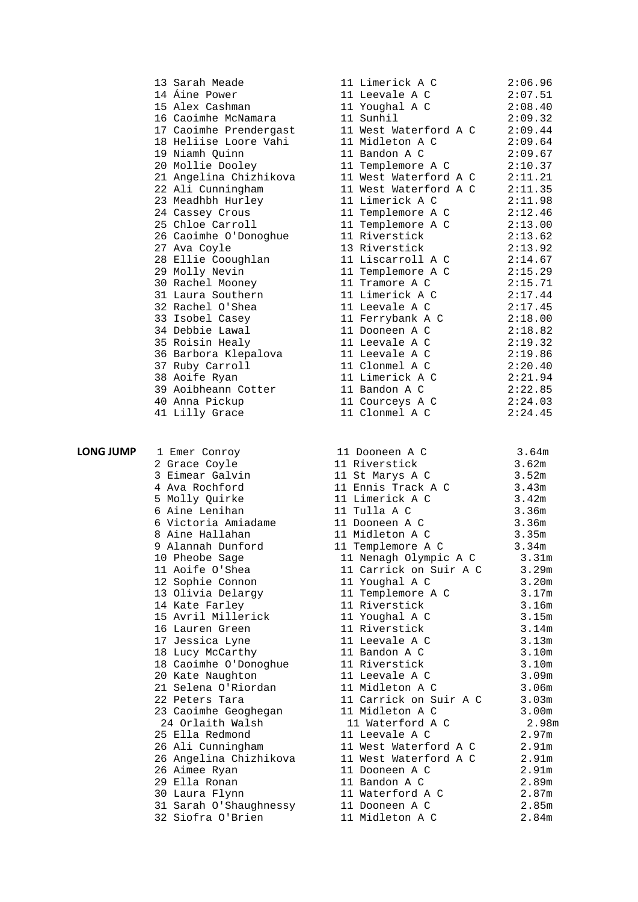| Pos | Name | Age | Club | Time |
|---|---|---|---|---|
| 13 | Sarah Meade | 11 | Limerick A C | 2:06.96 |
| 14 | Áine Power | 11 | Leevale A C | 2:07.51 |
| 15 | Alex Cashman | 11 | Youghal A C | 2:08.40 |
| 16 | Caoimhe McNamara | 11 | Sunhil | 2:09.32 |
| 17 | Caoimhe Prendergast | 11 | West Waterford A C | 2:09.44 |
| 18 | Heliise Loore Vahi | 11 | Midleton A C | 2:09.64 |
| 19 | Niamh Quinn | 11 | Bandon A C | 2:09.67 |
| 20 | Mollie Dooley | 11 | Templemore A C | 2:10.37 |
| 21 | Angelina Chizhikova | 11 | West Waterford A C | 2:11.21 |
| 22 | Ali Cunningham | 11 | West Waterford A C | 2:11.35 |
| 23 | Meadhbh Hurley | 11 | Limerick A C | 2:11.98 |
| 24 | Cassey Crous | 11 | Templemore A C | 2:12.46 |
| 25 | Chloe Carroll | 11 | Templemore A C | 2:13.00 |
| 26 | Caoimhe O'Donoghue | 11 | Riverstick | 2:13.62 |
| 27 | Ava Coyle | 13 | Riverstick | 2:13.92 |
| 28 | Ellie Cooughlan | 11 | Liscarroll A C | 2:14.67 |
| 29 | Molly Nevin | 11 | Templemore A C | 2:15.29 |
| 30 | Rachel Mooney | 11 | Tramore A C | 2:15.71 |
| 31 | Laura Southern | 11 | Limerick A C | 2:17.44 |
| 32 | Rachel O'Shea | 11 | Leevale A C | 2:17.45 |
| 33 | Isobel Casey | 11 | Ferrybank A C | 2:18.00 |
| 34 | Debbie Lawal | 11 | Dooneen A C | 2:18.82 |
| 35 | Roisin Healy | 11 | Leevale A C | 2:19.32 |
| 36 | Barbora Klepalova | 11 | Leevale A C | 2:19.86 |
| 37 | Ruby Carroll | 11 | Clonmel A C | 2:20.40 |
| 38 | Aoife Ryan | 11 | Limerick A C | 2:21.94 |
| 39 | Aoibheann Cotter | 11 | Bandon A C | 2:22.85 |
| 40 | Anna Pickup | 11 | Courceys A C | 2:24.03 |
| 41 | Lilly Grace | 11 | Clonmel A C | 2:24.45 |

**LONG JUMP**

| Pos | Name | Age | Club | Distance |
|---|---|---|---|---|
| 1 | Emer Conroy | 11 | Dooneen A C | 3.64m |
| 2 | Grace Coyle | 11 | Riverstick | 3.62m |
| 3 | Eimear Galvin | 11 | St Marys A C | 3.52m |
| 4 | Ava Rochford | 11 | Ennis Track A C | 3.43m |
| 5 | Molly Quirke | 11 | Limerick A C | 3.42m |
| 6 | Aine Lenihan | 11 | Tulla A C | 3.36m |
| 6 | Victoria Amiadame | 11 | Dooneen A C | 3.36m |
| 8 | Aine Hallahan | 11 | Midleton A C | 3.35m |
| 9 | Alannah Dunford | 11 | Templemore A C | 3.34m |
| 10 | Pheobe Sage | 11 | Nenagh Olympic A C | 3.31m |
| 11 | Aoife O'Shea | 11 | Carrick on Suir A C | 3.29m |
| 12 | Sophie Connon | 11 | Youghal A C | 3.20m |
| 13 | Olivia Delargy | 11 | Templemore A C | 3.17m |
| 14 | Kate Farley | 11 | Riverstick | 3.16m |
| 15 | Avril Millerick | 11 | Youghal A C | 3.15m |
| 16 | Lauren Green | 11 | Riverstick | 3.14m |
| 17 | Jessica Lyne | 11 | Leevale A C | 3.13m |
| 18 | Lucy McCarthy | 11 | Bandon A C | 3.10m |
| 18 | Caoimhe O'Donoghue | 11 | Riverstick | 3.10m |
| 20 | Kate Naughton | 11 | Leevale A C | 3.09m |
| 21 | Selena O'Riordan | 11 | Midleton A C | 3.06m |
| 22 | Peters Tara | 11 | Carrick on Suir A C | 3.03m |
| 23 | Caoimhe Geoghegan | 11 | Midleton A C | 3.00m |
| 24 | Orlaith Walsh | 11 | Waterford A C | 2.98m |
| 25 | Ella Redmond | 11 | Leevale A C | 2.97m |
| 26 | Ali Cunningham | 11 | West Waterford A C | 2.91m |
| 26 | Angelina Chizhikova | 11 | West Waterford A C | 2.91m |
| 26 | Aimee Ryan | 11 | Dooneen A C | 2.91m |
| 29 | Ella Ronan | 11 | Bandon A C | 2.89m |
| 30 | Laura Flynn | 11 | Waterford A C | 2.87m |
| 31 | Sarah O'Shaughnessy | 11 | Dooneen A C | 2.85m |
| 32 | Siofra O'Brien | 11 | Midleton A C | 2.84m |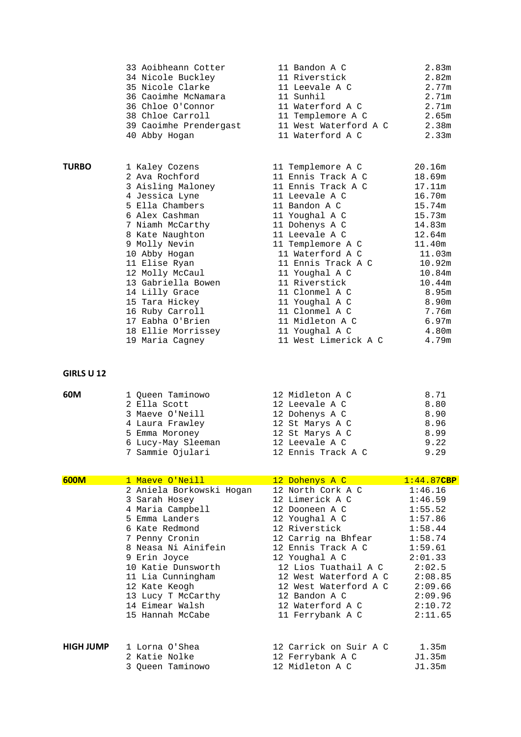| Event | Place / Name | Age / Club | Result |
|---|---|---|---|
| | 33 Aoibheann Cotter | 11 Bandon A C | 2.83m |
| | 34 Nicole Buckley | 11 Riverstick | 2.82m |
| | 35 Nicole Clarke | 11 Leevale A C | 2.77m |
| | 36 Caoimhe McNamara | 11 Sunhil | 2.71m |
| | 36 Chloe O'Connor | 11 Waterford A C | 2.71m |
| | 38 Chloe Carroll | 11 Templemore A C | 2.65m |
| | 39 Caoimhe Prendergast | 11 West Waterford A C | 2.38m |
| | 40 Abby Hogan | 11 Waterford A C | 2.33m |

| Event | Place / Name | Age / Club | Result |
|---|---|---|---|
| **TURBO** | 1 Kaley Cozens | 11 Templemore A C | 20.16m |
| | 2 Ava Rochford | 11 Ennis Track A C | 18.69m |
| | 3 Aisling Maloney | 11 Ennis Track A C | 17.11m |
| | 4 Jessica Lyne | 11 Leevale A C | 16.70m |
| | 5 Ella Chambers | 11 Bandon A C | 15.74m |
| | 6 Alex Cashman | 11 Youghal A C | 15.73m |
| | 7 Niamh McCarthy | 11 Dohenys A C | 14.83m |
| | 8 Kate Naughton | 11 Leevale A C | 12.64m |
| | 9 Molly Nevin | 11 Templemore A C | 11.40m |
| | 10 Abby Hogan | 11 Waterford A C | 11.03m |
| | 11 Elise Ryan | 11 Ennis Track A C | 10.92m |
| | 12 Molly McCaul | 11 Youghal A C | 10.84m |
| | 13 Gabriella Bowen | 11 Riverstick | 10.44m |
| | 14 Lilly Grace | 11 Clonmel A C | 8.95m |
| | 15 Tara Hickey | 11 Youghal A C | 8.90m |
| | 16 Ruby Carroll | 11 Clonmel A C | 7.76m |
| | 17 Eabha O'Brien | 11 Midleton A C | 6.97m |
| | 18 Ellie Morrissey | 11 Youghal A C | 4.80m |
| | 19 Maria Cagney | 11 West Limerick A C | 4.79m |

## GIRLS U 12

| Event | Place / Name | Age / Club | Result |
|---|---|---|---|
| **60M** | 1 Queen Taminowo | 12 Midleton A C | 8.71 |
| | 2 Ella Scott | 12 Leevale A C | 8.80 |
| | 3 Maeve O'Neill | 12 Dohenys A C | 8.90 |
| | 4 Laura Frawley | 12 St Marys A C | 8.96 |
| | 5 Emma Moroney | 12 St Marys A C | 8.99 |
| | 6 Lucy-May Sleeman | 12 Leevale A C | 9.22 |
| | 7 Sammie Ojulari | 12 Ennis Track A C | 9.29 |

| Event | Place / Name | Age / Club | Result |
|---|---|---|---|
| **600M** | 1 Maeve O'Neill | 12 Dohenys A C | 1:44.87**CBP** |
| | 2 Aniela Borkowski Hogan | 12 North Cork A C | 1:46.16 |
| | 3 Sarah Hosey | 12 Limerick A C | 1:46.59 |
| | 4 Maria Campbell | 12 Dooneen A C | 1:55.52 |
| | 5 Emma Landers | 12 Youghal A C | 1:57.86 |
| | 6 Kate Redmond | 12 Riverstick | 1:58.44 |
| | 7 Penny Cronin | 12 Carrig na Bhfear | 1:58.74 |
| | 8 Neasa Ni Ainifein | 12 Ennis Track A C | 1:59.61 |
| | 9 Erin Joyce | 12 Youghal A C | 2:01.33 |
| | 10 Katie Dunsworth | 12 Lios Tuathail A C | 2:02.5 |
| | 11 Lia Cunningham | 12 West Waterford A C | 2:08.85 |
| | 12 Kate Keogh | 12 West Waterford A C | 2:09.66 |
| | 13 Lucy T McCarthy | 12 Bandon A C | 2:09.96 |
| | 14 Eimear Walsh | 12 Waterford A C | 2:10.72 |
| | 15 Hannah McCabe | 11 Ferrybank A C | 2:11.65 |

| Event | Place / Name | Age / Club | Result |
|---|---|---|---|
| **HIGH JUMP** | 1 Lorna O'Shea | 12 Carrick on Suir A C | 1.35m |
| | 2 Katie Nolke | 12 Ferrybank A C | J1.35m |
| | 3 Queen Taminowo | 12 Midleton A C | J1.35m |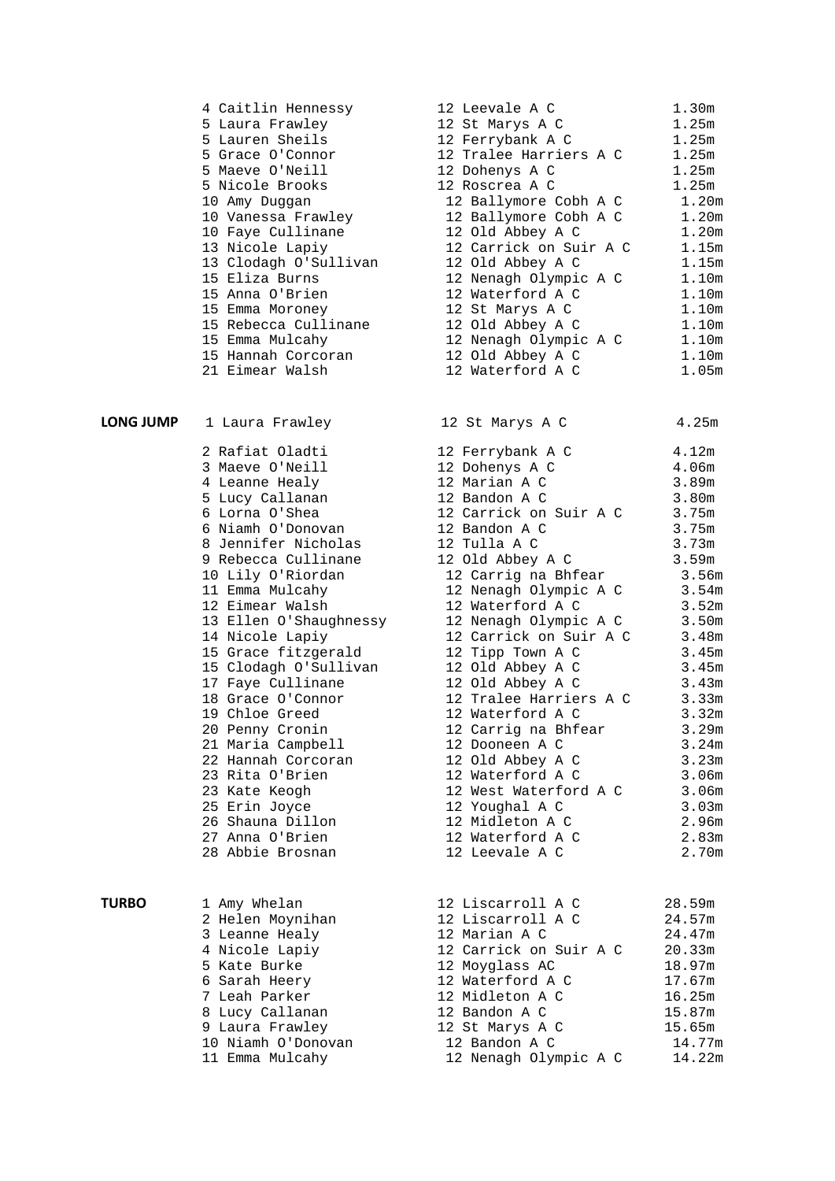| | | | |
|---|---|---|---|
| 4 | Caitlin Hennessy | 12 Leevale A C | 1.30m |
| 5 | Laura Frawley | 12 St Marys A C | 1.25m |
| 5 | Lauren Sheils | 12 Ferrybank A C | 1.25m |
| 5 | Grace O'Connor | 12 Tralee Harriers A C | 1.25m |
| 5 | Maeve O'Neill | 12 Dohenys A C | 1.25m |
| 5 | Nicole Brooks | 12 Roscrea A C | 1.25m |
| 10 | Amy Duggan | 12 Ballymore Cobh A C | 1.20m |
| 10 | Vanessa Frawley | 12 Ballymore Cobh A C | 1.20m |
| 10 | Faye Cullinane | 12 Old Abbey A C | 1.20m |
| 13 | Nicole Lapiy | 12 Carrick on Suir A C | 1.15m |
| 13 | Clodagh O'Sullivan | 12 Old Abbey A C | 1.15m |
| 15 | Eliza Burns | 12 Nenagh Olympic A C | 1.10m |
| 15 | Anna O'Brien | 12 Waterford A C | 1.10m |
| 15 | Emma Moroney | 12 St Marys A C | 1.10m |
| 15 | Rebecca Cullinane | 12 Old Abbey A C | 1.10m |
| 15 | Emma Mulcahy | 12 Nenagh Olympic A C | 1.10m |
| 15 | Hannah Corcoran | 12 Old Abbey A C | 1.10m |
| 21 | Eimear Walsh | 12 Waterford A C | 1.05m |

**LONG JUMP**

| | | | |
|---|---|---|---|
| 1 | Laura Frawley | 12 St Marys A C | 4.25m |
| 2 | Rafiat Oladti | 12 Ferrybank A C | 4.12m |
| 3 | Maeve O'Neill | 12 Dohenys A C | 4.06m |
| 4 | Leanne Healy | 12 Marian A C | 3.89m |
| 5 | Lucy Callanan | 12 Bandon A C | 3.80m |
| 6 | Lorna O'Shea | 12 Carrick on Suir A C | 3.75m |
| 6 | Niamh O'Donovan | 12 Bandon A C | 3.75m |
| 8 | Jennifer Nicholas | 12 Tulla A C | 3.73m |
| 9 | Rebecca Cullinane | 12 Old Abbey A C | 3.59m |
| 10 | Lily O'Riordan | 12 Carrig na Bhfear | 3.56m |
| 11 | Emma Mulcahy | 12 Nenagh Olympic A C | 3.54m |
| 12 | Eimear Walsh | 12 Waterford A C | 3.52m |
| 13 | Ellen O'Shaughnessy | 12 Nenagh Olympic A C | 3.50m |
| 14 | Nicole Lapiy | 12 Carrick on Suir A C | 3.48m |
| 15 | Grace fitzgerald | 12 Tipp Town A C | 3.45m |
| 15 | Clodagh O'Sullivan | 12 Old Abbey A C | 3.45m |
| 17 | Faye Cullinane | 12 Old Abbey A C | 3.43m |
| 18 | Grace O'Connor | 12 Tralee Harriers A C | 3.33m |
| 19 | Chloe Greed | 12 Waterford A C | 3.32m |
| 20 | Penny Cronin | 12 Carrig na Bhfear | 3.29m |
| 21 | Maria Campbell | 12 Dooneen A C | 3.24m |
| 22 | Hannah Corcoran | 12 Old Abbey A C | 3.23m |
| 23 | Rita O'Brien | 12 Waterford A C | 3.06m |
| 23 | Kate Keogh | 12 West Waterford A C | 3.06m |
| 25 | Erin Joyce | 12 Youghal A C | 3.03m |
| 26 | Shauna Dillon | 12 Midleton A C | 2.96m |
| 27 | Anna O'Brien | 12 Waterford A C | 2.83m |
| 28 | Abbie Brosnan | 12 Leevale A C | 2.70m |

**TURBO**

| | | | |
|---|---|---|---|
| 1 | Amy Whelan | 12 Liscarroll A C | 28.59m |
| 2 | Helen Moynihan | 12 Liscarroll A C | 24.57m |
| 3 | Leanne Healy | 12 Marian A C | 24.47m |
| 4 | Nicole Lapiy | 12 Carrick on Suir A C | 20.33m |
| 5 | Kate Burke | 12 Moyglass AC | 18.97m |
| 6 | Sarah Heery | 12 Waterford A C | 17.67m |
| 7 | Leah Parker | 12 Midleton A C | 16.25m |
| 8 | Lucy Callanan | 12 Bandon A C | 15.87m |
| 9 | Laura Frawley | 12 St Marys A C | 15.65m |
| 10 | Niamh O'Donovan | 12 Bandon A C | 14.77m |
| 11 | Emma Mulcahy | 12 Nenagh Olympic A C | 14.22m |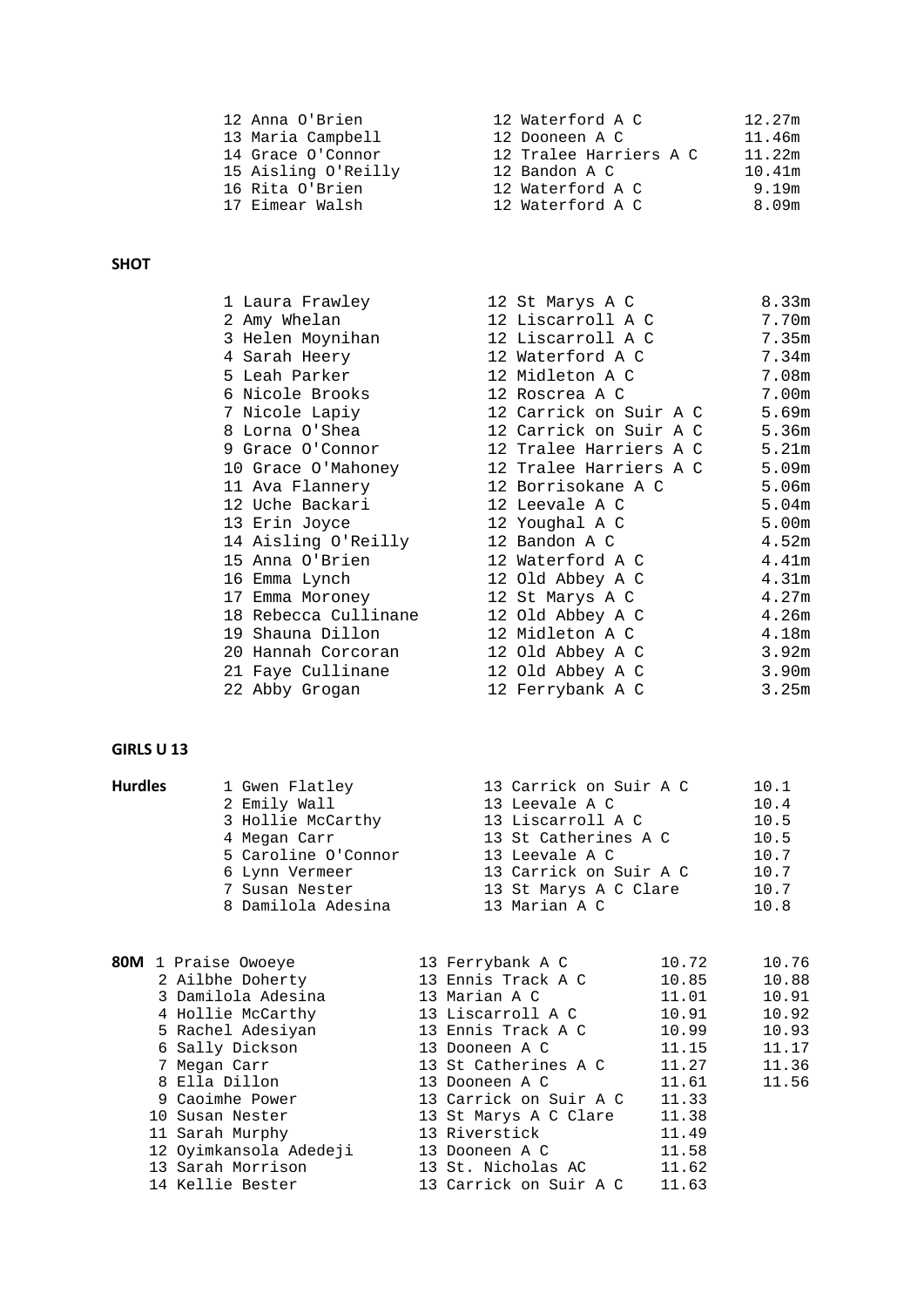| | | | |
|---|---|---|---|
| 12 | Anna O'Brien | 12 Waterford A C | 12.27m |
| 13 | Maria Campbell | 12 Dooneen A C | 11.46m |
| 14 | Grace O'Connor | 12 Tralee Harriers A C | 11.22m |
| 15 | Aisling O'Reilly | 12 Bandon A C | 10.41m |
| 16 | Rita O'Brien | 12 Waterford A C | 9.19m |
| 17 | Eimear Walsh | 12 Waterford A C | 8.09m |

**SHOT**

| | | | |
|---|---|---|---|
| 1 | Laura Frawley | 12 St Marys A C | 8.33m |
| 2 | Amy Whelan | 12 Liscarroll A C | 7.70m |
| 3 | Helen Moynihan | 12 Liscarroll A C | 7.35m |
| 4 | Sarah Heery | 12 Waterford A C | 7.34m |
| 5 | Leah Parker | 12 Midleton A C | 7.08m |
| 6 | Nicole Brooks | 12 Roscrea A C | 7.00m |
| 7 | Nicole Lapiy | 12 Carrick on Suir A C | 5.69m |
| 8 | Lorna O'Shea | 12 Carrick on Suir A C | 5.36m |
| 9 | Grace O'Connor | 12 Tralee Harriers A C | 5.21m |
| 10 | Grace O'Mahoney | 12 Tralee Harriers A C | 5.09m |
| 11 | Ava Flannery | 12 Borrisokane A C | 5.06m |
| 12 | Uche Backari | 12 Leevale A C | 5.04m |
| 13 | Erin Joyce | 12 Youghal A C | 5.00m |
| 14 | Aisling O'Reilly | 12 Bandon A C | 4.52m |
| 15 | Anna O'Brien | 12 Waterford A C | 4.41m |
| 16 | Emma Lynch | 12 Old Abbey A C | 4.31m |
| 17 | Emma Moroney | 12 St Marys A C | 4.27m |
| 18 | Rebecca Cullinane | 12 Old Abbey A C | 4.26m |
| 19 | Shauna Dillon | 12 Midleton A C | 4.18m |
| 20 | Hannah Corcoran | 12 Old Abbey A C | 3.92m |
| 21 | Faye Cullinane | 12 Old Abbey A C | 3.90m |
| 22 | Abby Grogan | 12 Ferrybank A C | 3.25m |

**GIRLS U 13**

**Hurdles**

| | | | |
|---|---|---|---|
| 1 | Gwen Flatley | 13 Carrick on Suir A C | 10.1 |
| 2 | Emily Wall | 13 Leevale A C | 10.4 |
| 3 | Hollie McCarthy | 13 Liscarroll A C | 10.5 |
| 4 | Megan Carr | 13 St Catherines A C | 10.5 |
| 5 | Caroline O'Connor | 13 Leevale A C | 10.7 |
| 6 | Lynn Vermeer | 13 Carrick on Suir A C | 10.7 |
| 7 | Susan Nester | 13 St Marys A C Clare | 10.7 |
| 8 | Damilola Adesina | 13 Marian A C | 10.8 |

**80M**

| | | | | |
|---|---|---|---|---|
| 1 | Praise Owoeye | 13 Ferrybank A C | 10.72 | 10.76 |
| 2 | Ailbhe Doherty | 13 Ennis Track A C | 10.85 | 10.88 |
| 3 | Damilola Adesina | 13 Marian A C | 11.01 | 10.91 |
| 4 | Hollie McCarthy | 13 Liscarroll A C | 10.91 | 10.92 |
| 5 | Rachel Adesiyan | 13 Ennis Track A C | 10.99 | 10.93 |
| 6 | Sally Dickson | 13 Dooneen A C | 11.15 | 11.17 |
| 7 | Megan Carr | 13 St Catherines A C | 11.27 | 11.36 |
| 8 | Ella Dillon | 13 Dooneen A C | 11.61 | 11.56 |
| 9 | Caoimhe Power | 13 Carrick on Suir A C | 11.33 | |
| 10 | Susan Nester | 13 St Marys A C Clare | 11.38 | |
| 11 | Sarah Murphy | 13 Riverstick | 11.49 | |
| 12 | Oyimkansola Adedeji | 13 Dooneen A C | 11.58 | |
| 13 | Sarah Morrison | 13 St. Nicholas AC | 11.62 | |
| 14 | Kellie Bester | 13 Carrick on Suir A C | 11.63 | |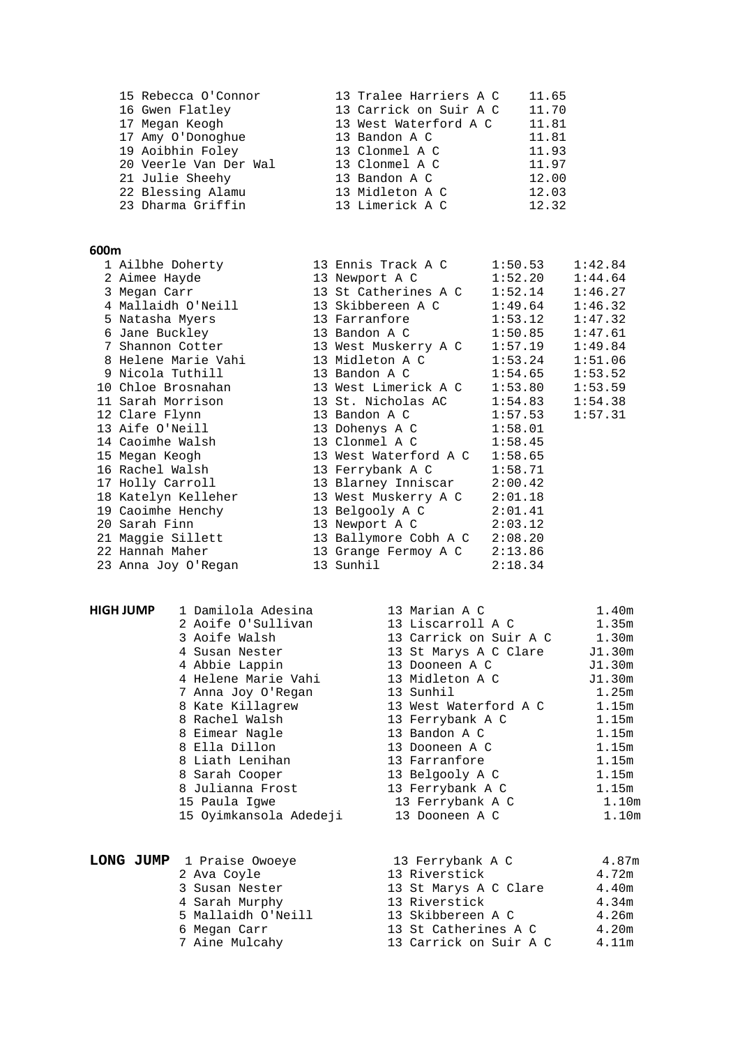| | | | |
|---|---|---|---|
| 15 | Rebecca O'Connor | 13 Tralee Harriers A C | 11.65 |
| 16 | Gwen Flatley | 13 Carrick on Suir A C | 11.70 |
| 17 | Megan Keogh | 13 West Waterford A C | 11.81 |
| 17 | Amy O'Donoghue | 13 Bandon A C | 11.81 |
| 19 | Aoibhin Foley | 13 Clonmel A C | 11.93 |
| 20 | Veerle Van Der Wal | 13 Clonmel A C | 11.97 |
| 21 | Julie Sheehy | 13 Bandon A C | 12.00 |
| 22 | Blessing Alamu | 13 Midleton A C | 12.03 |
| 23 | Dharma Griffin | 13 Limerick A C | 12.32 |

**600m**

| | | | | |
|---|---|---|---|---|
| 1 | Ailbhe Doherty | 13 Ennis Track A C | 1:50.53 | 1:42.84 |
| 2 | Aimee Hayde | 13 Newport A C | 1:52.20 | 1:44.64 |
| 3 | Megan Carr | 13 St Catherines A C | 1:52.14 | 1:46.27 |
| 4 | Mallaidh O'Neill | 13 Skibbereen A C | 1:49.64 | 1:46.32 |
| 5 | Natasha Myers | 13 Farranfore | 1:53.12 | 1:47.32 |
| 6 | Jane Buckley | 13 Bandon A C | 1:50.85 | 1:47.61 |
| 7 | Shannon Cotter | 13 West Muskerry A C | 1:57.19 | 1:49.84 |
| 8 | Helene Marie Vahi | 13 Midleton A C | 1:53.24 | 1:51.06 |
| 9 | Nicola Tuthill | 13 Bandon A C | 1:54.65 | 1:53.52 |
| 10 | Chloe Brosnahan | 13 West Limerick A C | 1:53.80 | 1:53.59 |
| 11 | Sarah Morrison | 13 St. Nicholas AC | 1:54.83 | 1:54.38 |
| 12 | Clare Flynn | 13 Bandon A C | 1:57.53 | 1:57.31 |
| 13 | Aife O'Neill | 13 Dohenys A C | 1:58.01 | |
| 14 | Caoimhe Walsh | 13 Clonmel A C | 1:58.45 | |
| 15 | Megan Keogh | 13 West Waterford A C | 1:58.65 | |
| 16 | Rachel Walsh | 13 Ferrybank A C | 1:58.71 | |
| 17 | Holly Carroll | 13 Blarney Inniscar | 2:00.42 | |
| 18 | Katelyn Kelleher | 13 West Muskerry A C | 2:01.18 | |
| 19 | Caoimhe Henchy | 13 Belgooly A C | 2:01.41 | |
| 20 | Sarah Finn | 13 Newport A C | 2:03.12 | |
| 21 | Maggie Sillett | 13 Ballymore Cobh A C | 2:08.20 | |
| 22 | Hannah Maher | 13 Grange Fermoy A C | 2:13.86 | |
| 23 | Anna Joy O'Regan | 13 Sunhil | 2:18.34 | |

**HIGH JUMP**

| | | | |
|---|---|---|---|
| 1 | Damilola Adesina | 13 Marian A C | 1.40m |
| 2 | Aoife O'Sullivan | 13 Liscarroll A C | 1.35m |
| 3 | Aoife Walsh | 13 Carrick on Suir A C | 1.30m |
| 4 | Susan Nester | 13 St Marys A C Clare | J1.30m |
| 4 | Abbie Lappin | 13 Dooneen A C | J1.30m |
| 4 | Helene Marie Vahi | 13 Midleton A C | J1.30m |
| 7 | Anna Joy O'Regan | 13 Sunhil | 1.25m |
| 8 | Kate Killagrew | 13 West Waterford A C | 1.15m |
| 8 | Rachel Walsh | 13 Ferrybank A C | 1.15m |
| 8 | Eimear Nagle | 13 Bandon A C | 1.15m |
| 8 | Ella Dillon | 13 Dooneen A C | 1.15m |
| 8 | Liath Lenihan | 13 Farranfore | 1.15m |
| 8 | Sarah Cooper | 13 Belgooly A C | 1.15m |
| 8 | Julianna Frost | 13 Ferrybank A C | 1.15m |
| 15 | Paula Igwe | 13 Ferrybank A C | 1.10m |
| 15 | Oyimkansola Adedeji | 13 Dooneen A C | 1.10m |

**LONG JUMP**

| | | | |
|---|---|---|---|
| 1 | Praise Owoeye | 13 Ferrybank A C | 4.87m |
| 2 | Ava Coyle | 13 Riverstick | 4.72m |
| 3 | Susan Nester | 13 St Marys A C Clare | 4.40m |
| 4 | Sarah Murphy | 13 Riverstick | 4.34m |
| 5 | Mallaidh O'Neill | 13 Skibbereen A C | 4.26m |
| 6 | Megan Carr | 13 St Catherines A C | 4.20m |
| 7 | Aine Mulcahy | 13 Carrick on Suir A C | 4.11m |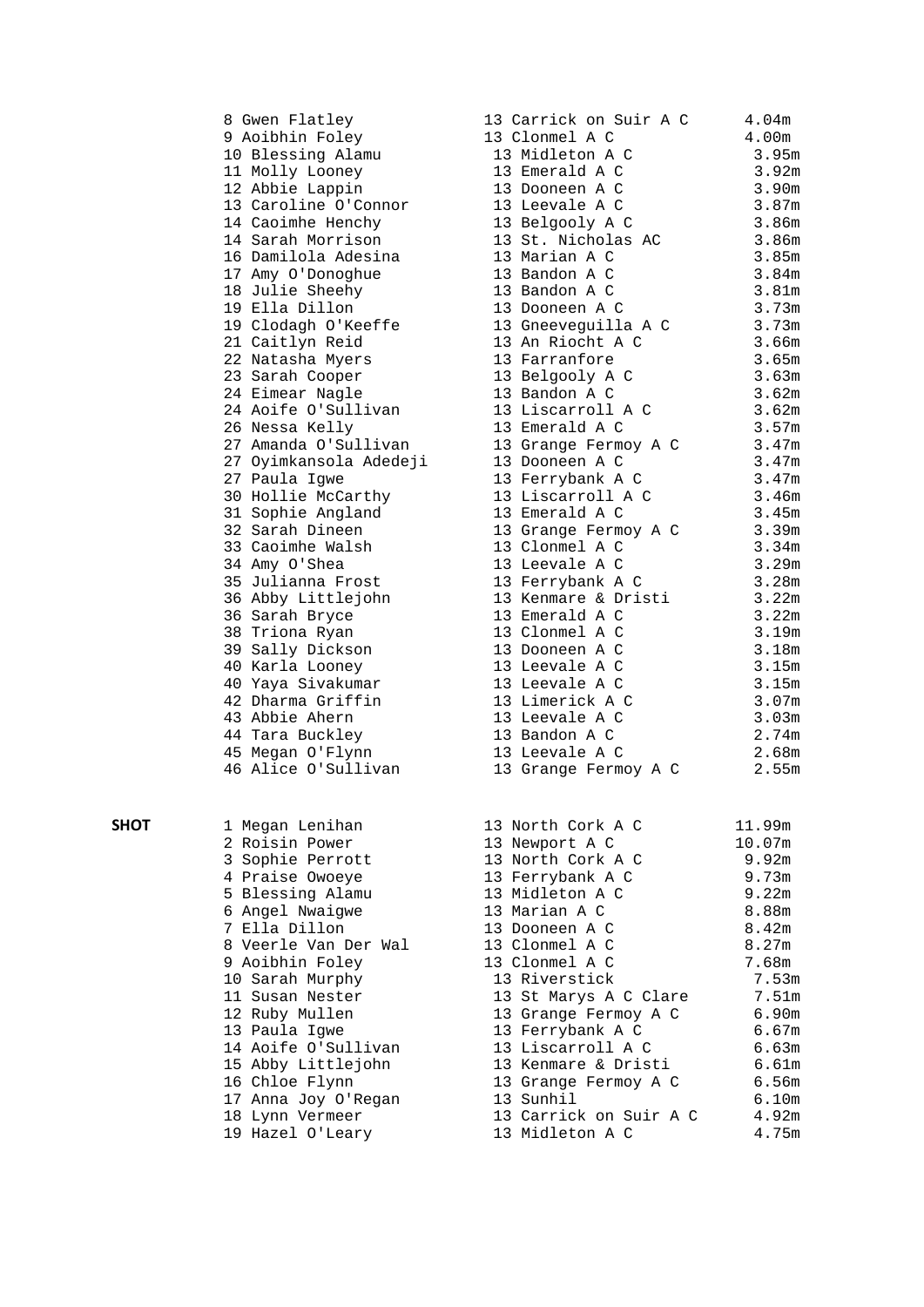| | | | |
|---|---|---|---|
| 8 | Gwen Flatley | 13 Carrick on Suir A C | 4.04m |
| 9 | Aoibhin Foley | 13 Clonmel A C | 4.00m |
| 10 | Blessing Alamu | 13 Midleton A C | 3.95m |
| 11 | Molly Looney | 13 Emerald A C | 3.92m |
| 12 | Abbie Lappin | 13 Dooneen A C | 3.90m |
| 13 | Caroline O'Connor | 13 Leevale A C | 3.87m |
| 14 | Caoimhe Henchy | 13 Belgooly A C | 3.86m |
| 14 | Sarah Morrison | 13 St. Nicholas AC | 3.86m |
| 16 | Damilola Adesina | 13 Marian A C | 3.85m |
| 17 | Amy O'Donoghue | 13 Bandon A C | 3.84m |
| 18 | Julie Sheehy | 13 Bandon A C | 3.81m |
| 19 | Ella Dillon | 13 Dooneen A C | 3.73m |
| 19 | Clodagh O'Keeffe | 13 Gneeveguilla A C | 3.73m |
| 21 | Caitlyn Reid | 13 An Riocht A C | 3.66m |
| 22 | Natasha Myers | 13 Farranfore | 3.65m |
| 23 | Sarah Cooper | 13 Belgooly A C | 3.63m |
| 24 | Eimear Nagle | 13 Bandon A C | 3.62m |
| 24 | Aoife O'Sullivan | 13 Liscarroll A C | 3.62m |
| 26 | Nessa Kelly | 13 Emerald A C | 3.57m |
| 27 | Amanda O'Sullivan | 13 Grange Fermoy A C | 3.47m |
| 27 | Oyimkansola Adedeji | 13 Dooneen A C | 3.47m |
| 27 | Paula Igwe | 13 Ferrybank A C | 3.47m |
| 30 | Hollie McCarthy | 13 Liscarroll A C | 3.46m |
| 31 | Sophie Angland | 13 Emerald A C | 3.45m |
| 32 | Sarah Dineen | 13 Grange Fermoy A C | 3.39m |
| 33 | Caoimhe Walsh | 13 Clonmel A C | 3.34m |
| 34 | Amy O'Shea | 13 Leevale A C | 3.29m |
| 35 | Julianna Frost | 13 Ferrybank A C | 3.28m |
| 36 | Abby Littlejohn | 13 Kenmare & Dristi | 3.22m |
| 36 | Sarah Bryce | 13 Emerald A C | 3.22m |
| 38 | Triona Ryan | 13 Clonmel A C | 3.19m |
| 39 | Sally Dickson | 13 Dooneen A C | 3.18m |
| 40 | Karla Looney | 13 Leevale A C | 3.15m |
| 40 | Yaya Sivakumar | 13 Leevale A C | 3.15m |
| 42 | Dharma Griffin | 13 Limerick A C | 3.07m |
| 43 | Abbie Ahern | 13 Leevale A C | 3.03m |
| 44 | Tara Buckley | 13 Bandon A C | 2.74m |
| 45 | Megan O'Flynn | 13 Leevale A C | 2.68m |
| 46 | Alice O'Sullivan | 13 Grange Fermoy A C | 2.55m |

**SHOT**

| | | | |
|---|---|---|---|
| 1 | Megan Lenihan | 13 North Cork A C | 11.99m |
| 2 | Roisin Power | 13 Newport A C | 10.07m |
| 3 | Sophie Perrott | 13 North Cork A C | 9.92m |
| 4 | Praise Owoeye | 13 Ferrybank A C | 9.73m |
| 5 | Blessing Alamu | 13 Midleton A C | 9.22m |
| 6 | Angel Nwaigwe | 13 Marian A C | 8.88m |
| 7 | Ella Dillon | 13 Dooneen A C | 8.42m |
| 8 | Veerle Van Der Wal | 13 Clonmel A C | 8.27m |
| 9 | Aoibhin Foley | 13 Clonmel A C | 7.68m |
| 10 | Sarah Murphy | 13 Riverstick | 7.53m |
| 11 | Susan Nester | 13 St Marys A C Clare | 7.51m |
| 12 | Ruby Mullen | 13 Grange Fermoy A C | 6.90m |
| 13 | Paula Igwe | 13 Ferrybank A C | 6.67m |
| 14 | Aoife O'Sullivan | 13 Liscarroll A C | 6.63m |
| 15 | Abby Littlejohn | 13 Kenmare & Dristi | 6.61m |
| 16 | Chloe Flynn | 13 Grange Fermoy A C | 6.56m |
| 17 | Anna Joy O'Regan | 13 Sunhil | 6.10m |
| 18 | Lynn Vermeer | 13 Carrick on Suir A C | 4.92m |
| 19 | Hazel O'Leary | 13 Midleton A C | 4.75m |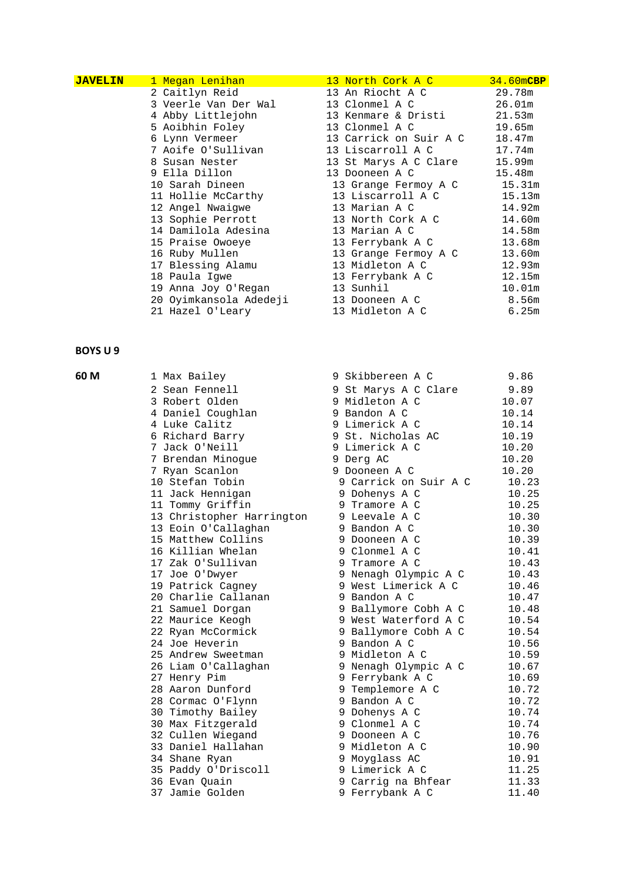| JAVELIN | 1 Megan Lenihan | 13 North Cork A C | 34.60m**CBP** |
| --- | --- | --- | --- |
| | 2 Caitlyn Reid | 13 An Riocht A C | 29.78m |
| | 3 Veerle Van Der Wal | 13 Clonmel A C | 26.01m |
| | 4 Abby Littlejohn | 13 Kenmare & Dristi | 21.53m |
| | 5 Aoibhin Foley | 13 Clonmel A C | 19.65m |
| | 6 Lynn Vermeer | 13 Carrick on Suir A C | 18.47m |
| | 7 Aoife O'Sullivan | 13 Liscarroll A C | 17.74m |
| | 8 Susan Nester | 13 St Marys A C Clare | 15.99m |
| | 9 Ella Dillon | 13 Dooneen A C | 15.48m |
| | 10 Sarah Dineen | 13 Grange Fermoy A C | 15.31m |
| | 11 Hollie McCarthy | 13 Liscarroll A C | 15.13m |
| | 12 Angel Nwaigwe | 13 Marian A C | 14.92m |
| | 13 Sophie Perrott | 13 North Cork A C | 14.60m |
| | 14 Damilola Adesina | 13 Marian A C | 14.58m |
| | 15 Praise Owoeye | 13 Ferrybank A C | 13.68m |
| | 16 Ruby Mullen | 13 Grange Fermoy A C | 13.60m |
| | 17 Blessing Alamu | 13 Midleton A C | 12.93m |
| | 18 Paula Igwe | 13 Ferrybank A C | 12.15m |
| | 19 Anna Joy O'Regan | 13 Sunhil | 10.01m |
| | 20 Oyimkansola Adedeji | 13 Dooneen A C | 8.56m |
| | 21 Hazel O'Leary | 13 Midleton A C | 6.25m |

**BOYS U 9**

| **60 M** | 1 Max Bailey | 9 Skibbereen A C | 9.86 |
| --- | --- | --- | --- |
| | 2 Sean Fennell | 9 St Marys A C Clare | 9.89 |
| | 3 Robert Olden | 9 Midleton A C | 10.07 |
| | 4 Daniel Coughlan | 9 Bandon A C | 10.14 |
| | 4 Luke Calitz | 9 Limerick A C | 10.14 |
| | 6 Richard Barry | 9 St. Nicholas AC | 10.19 |
| | 7 Jack O'Neill | 9 Limerick A C | 10.20 |
| | 7 Brendan Minogue | 9 Derg AC | 10.20 |
| | 7 Ryan Scanlon | 9 Dooneen A C | 10.20 |
| | 10 Stefan Tobin | 9 Carrick on Suir A C | 10.23 |
| | 11 Jack Hennigan | 9 Dohenys A C | 10.25 |
| | 11 Tommy Griffin | 9 Tramore A C | 10.25 |
| | 13 Christopher Harrington | 9 Leevale A C | 10.30 |
| | 13 Eoin O'Callaghan | 9 Bandon A C | 10.30 |
| | 15 Matthew Collins | 9 Dooneen A C | 10.39 |
| | 16 Killian Whelan | 9 Clonmel A C | 10.41 |
| | 17 Zak O'Sullivan | 9 Tramore A C | 10.43 |
| | 17 Joe O'Dwyer | 9 Nenagh Olympic A C | 10.43 |
| | 19 Patrick Cagney | 9 West Limerick A C | 10.46 |
| | 20 Charlie Callanan | 9 Bandon A C | 10.47 |
| | 21 Samuel Dorgan | 9 Ballymore Cobh A C | 10.48 |
| | 22 Maurice Keogh | 9 West Waterford A C | 10.54 |
| | 22 Ryan McCormick | 9 Ballymore Cobh A C | 10.54 |
| | 24 Joe Heverin | 9 Bandon A C | 10.56 |
| | 25 Andrew Sweetman | 9 Midleton A C | 10.59 |
| | 26 Liam O'Callaghan | 9 Nenagh Olympic A C | 10.67 |
| | 27 Henry Pim | 9 Ferrybank A C | 10.69 |
| | 28 Aaron Dunford | 9 Templemore A C | 10.72 |
| | 28 Cormac O'Flynn | 9 Bandon A C | 10.72 |
| | 30 Timothy Bailey | 9 Dohenys A C | 10.74 |
| | 30 Max Fitzgerald | 9 Clonmel A C | 10.74 |
| | 32 Cullen Wiegand | 9 Dooneen A C | 10.76 |
| | 33 Daniel Hallahan | 9 Midleton A C | 10.90 |
| | 34 Shane Ryan | 9 Moyglass AC | 10.91 |
| | 35 Paddy O'Driscoll | 9 Limerick A C | 11.25 |
| | 36 Evan Quain | 9 Carrig na Bhfear | 11.33 |
| | 37 Jamie Golden | 9 Ferrybank A C | 11.40 |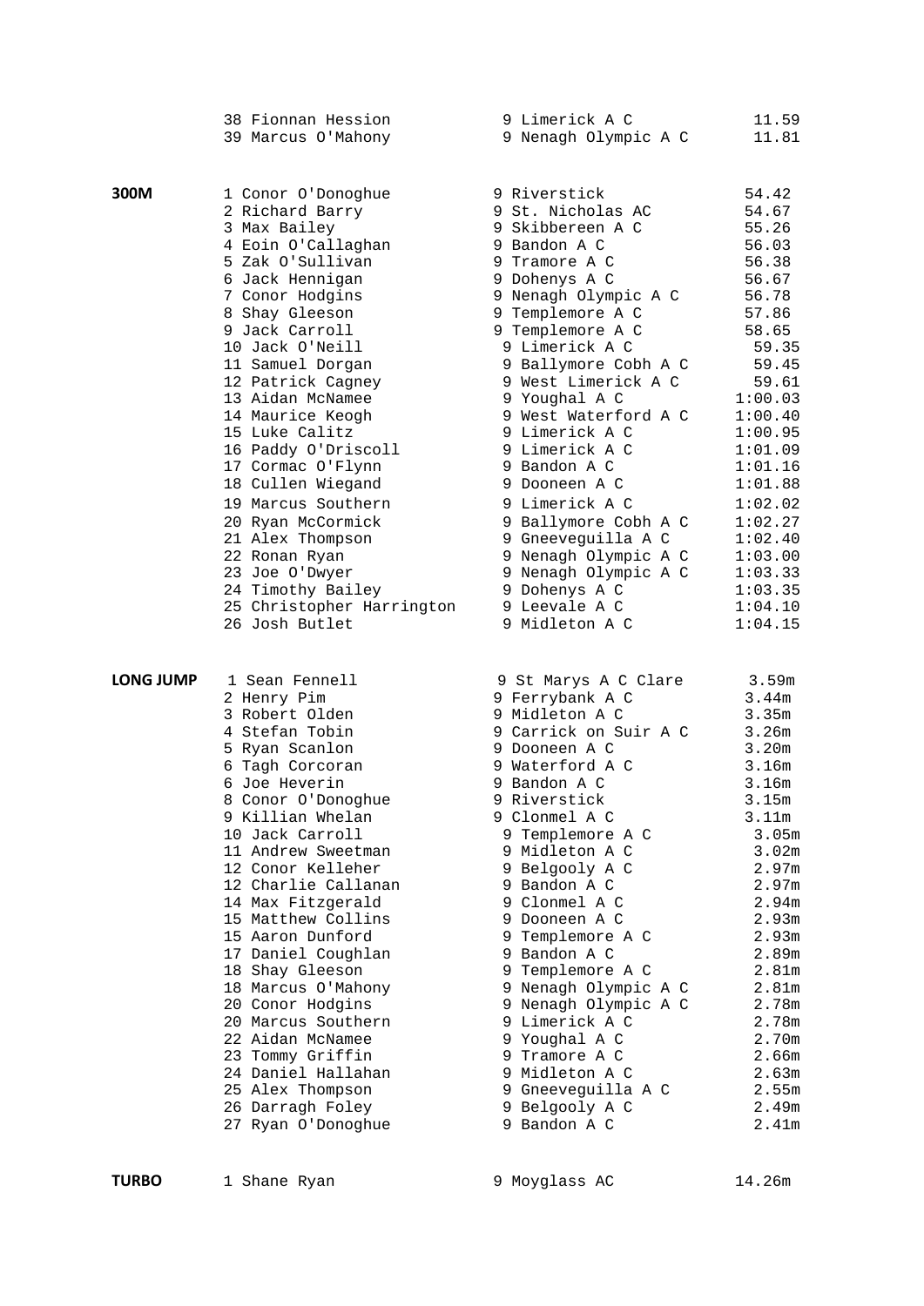| Event | Pos | Name | Age | Club | Result |
|---|---|---|---|---|---|
| | 38 | Fionnan Hession | 9 | Limerick A C | 11.59 |
| | 39 | Marcus O'Mahony | 9 | Nenagh Olympic A C | 11.81 |
| **300M** | 1 | Conor O'Donoghue | 9 | Riverstick | 54.42 |
| | 2 | Richard Barry | 9 | St. Nicholas AC | 54.67 |
| | 3 | Max Bailey | 9 | Skibbereen A C | 55.26 |
| | 4 | Eoin O'Callaghan | 9 | Bandon A C | 56.03 |
| | 5 | Zak O'Sullivan | 9 | Tramore A C | 56.38 |
| | 6 | Jack Hennigan | 9 | Dohenys A C | 56.67 |
| | 7 | Conor Hodgins | 9 | Nenagh Olympic A C | 56.78 |
| | 8 | Shay Gleeson | 9 | Templemore A C | 57.86 |
| | 9 | Jack Carroll | 9 | Templemore A C | 58.65 |
| | 10 | Jack O'Neill | 9 | Limerick A C | 59.35 |
| | 11 | Samuel Dorgan | 9 | Ballymore Cobh A C | 59.45 |
| | 12 | Patrick Cagney | 9 | West Limerick A C | 59.61 |
| | 13 | Aidan McNamee | 9 | Youghal A C | 1:00.03 |
| | 14 | Maurice Keogh | 9 | West Waterford A C | 1:00.40 |
| | 15 | Luke Calitz | 9 | Limerick A C | 1:00.95 |
| | 16 | Paddy O'Driscoll | 9 | Limerick A C | 1:01.09 |
| | 17 | Cormac O'Flynn | 9 | Bandon A C | 1:01.16 |
| | 18 | Cullen Wiegand | 9 | Dooneen A C | 1:01.88 |
| | 19 | Marcus Southern | 9 | Limerick A C | 1:02.02 |
| | 20 | Ryan McCormick | 9 | Ballymore Cobh A C | 1:02.27 |
| | 21 | Alex Thompson | 9 | Gneeveguilla A C | 1:02.40 |
| | 22 | Ronan Ryan | 9 | Nenagh Olympic A C | 1:03.00 |
| | 23 | Joe O'Dwyer | 9 | Nenagh Olympic A C | 1:03.33 |
| | 24 | Timothy Bailey | 9 | Dohenys A C | 1:03.35 |
| | 25 | Christopher Harrington | 9 | Leevale A C | 1:04.10 |
| | 26 | Josh Butlet | 9 | Midleton A C | 1:04.15 |
| **LONG JUMP** | 1 | Sean Fennell | 9 | St Marys A C Clare | 3.59m |
| | 2 | Henry Pim | 9 | Ferrybank A C | 3.44m |
| | 3 | Robert Olden | 9 | Midleton A C | 3.35m |
| | 4 | Stefan Tobin | 9 | Carrick on Suir A C | 3.26m |
| | 5 | Ryan Scanlon | 9 | Dooneen A C | 3.20m |
| | 6 | Tagh Corcoran | 9 | Waterford A C | 3.16m |
| | 6 | Joe Heverin | 9 | Bandon A C | 3.16m |
| | 8 | Conor O'Donoghue | 9 | Riverstick | 3.15m |
| | 9 | Killian Whelan | 9 | Clonmel A C | 3.11m |
| | 10 | Jack Carroll | 9 | Templemore A C | 3.05m |
| | 11 | Andrew Sweetman | 9 | Midleton A C | 3.02m |
| | 12 | Conor Kelleher | 9 | Belgooly A C | 2.97m |
| | 12 | Charlie Callanan | 9 | Bandon A C | 2.97m |
| | 14 | Max Fitzgerald | 9 | Clonmel A C | 2.94m |
| | 15 | Matthew Collins | 9 | Dooneen A C | 2.93m |
| | 15 | Aaron Dunford | 9 | Templemore A C | 2.93m |
| | 17 | Daniel Coughlan | 9 | Bandon A C | 2.89m |
| | 18 | Shay Gleeson | 9 | Templemore A C | 2.81m |
| | 18 | Marcus O'Mahony | 9 | Nenagh Olympic A C | 2.81m |
| | 20 | Conor Hodgins | 9 | Nenagh Olympic A C | 2.78m |
| | 20 | Marcus Southern | 9 | Limerick A C | 2.78m |
| | 22 | Aidan McNamee | 9 | Youghal A C | 2.70m |
| | 23 | Tommy Griffin | 9 | Tramore A C | 2.66m |
| | 24 | Daniel Hallahan | 9 | Midleton A C | 2.63m |
| | 25 | Alex Thompson | 9 | Gneeveguilla A C | 2.55m |
| | 26 | Darragh Foley | 9 | Belgooly A C | 2.49m |
| | 27 | Ryan O'Donoghue | 9 | Bandon A C | 2.41m |
| **TURBO** | 1 | Shane Ryan | 9 | Moyglass AC | 14.26m |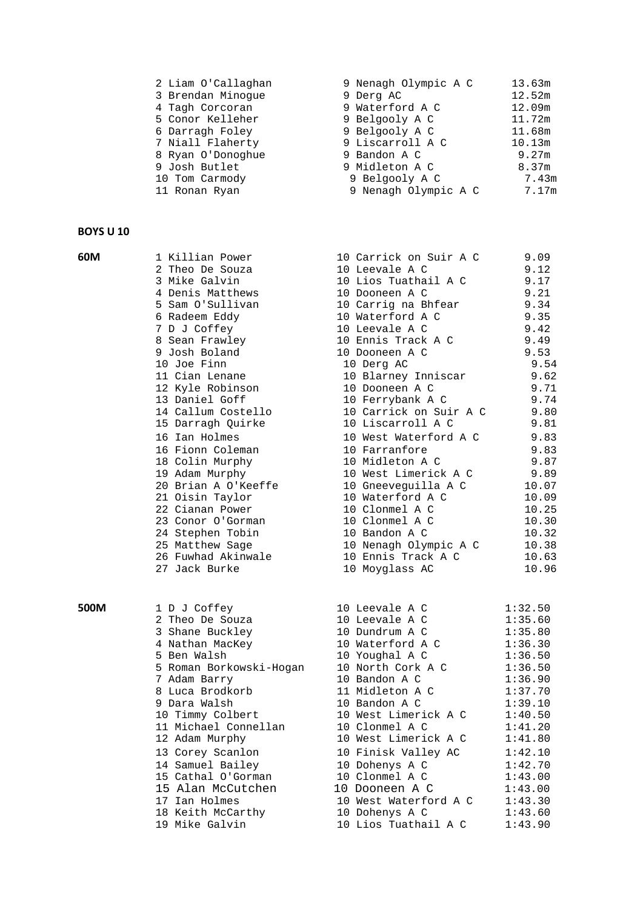| | | | |
|---|---|---|---|
| 2 Liam O'Callaghan | 9 | Nenagh Olympic A C | 13.63m |
| 3 Brendan Minogue | 9 | Derg AC | 12.52m |
| 4 Tagh Corcoran | 9 | Waterford A C | 12.09m |
| 5 Conor Kelleher | 9 | Belgooly A C | 11.72m |
| 6 Darragh Foley | 9 | Belgooly A C | 11.68m |
| 7 Niall Flaherty | 9 | Liscarroll A C | 10.13m |
| 8 Ryan O'Donoghue | 9 | Bandon A C | 9.27m |
| 9 Josh Butlet | 9 | Midleton A C | 8.37m |
| 10 Tom Carmody | 9 | Belgooly A C | 7.43m |
| 11 Ronan Ryan | 9 | Nenagh Olympic A C | 7.17m |

**BOYS U 10**

**60M**

| | | | |
|---|---|---|---|
| 1 Killian Power | 10 | Carrick on Suir A C | 9.09 |
| 2 Theo De Souza | 10 | Leevale A C | 9.12 |
| 3 Mike Galvin | 10 | Lios Tuathail A C | 9.17 |
| 4 Denis Matthews | 10 | Dooneen A C | 9.21 |
| 5 Sam O'Sullivan | 10 | Carrig na Bhfear | 9.34 |
| 6 Radeem Eddy | 10 | Waterford A C | 9.35 |
| 7 D J Coffey | 10 | Leevale A C | 9.42 |
| 8 Sean Frawley | 10 | Ennis Track A C | 9.49 |
| 9 Josh Boland | 10 | Dooneen A C | 9.53 |
| 10 Joe Finn | 10 | Derg AC | 9.54 |
| 11 Cian Lenane | 10 | Blarney Inniscar | 9.62 |
| 12 Kyle Robinson | 10 | Dooneen A C | 9.71 |
| 13 Daniel Goff | 10 | Ferrybank A C | 9.74 |
| 14 Callum Costello | 10 | Carrick on Suir A C | 9.80 |
| 15 Darragh Quirke | 10 | Liscarroll A C | 9.81 |
| 16 Ian Holmes | 10 | West Waterford A C | 9.83 |
| 16 Fionn Coleman | 10 | Farranfore | 9.83 |
| 18 Colin Murphy | 10 | Midleton A C | 9.87 |
| 19 Adam Murphy | 10 | West Limerick A C | 9.89 |
| 20 Brian A O'Keeffe | 10 | Gneeveguilla A C | 10.07 |
| 21 Oisin Taylor | 10 | Waterford A C | 10.09 |
| 22 Cianan Power | 10 | Clonmel A C | 10.25 |
| 23 Conor O'Gorman | 10 | Clonmel A C | 10.30 |
| 24 Stephen Tobin | 10 | Bandon A C | 10.32 |
| 25 Matthew Sage | 10 | Nenagh Olympic A C | 10.38 |
| 26 Fuwhad Akinwale | 10 | Ennis Track A C | 10.63 |
| 27 Jack Burke | 10 | Moyglass AC | 10.96 |

**500M**

| | | | |
|---|---|---|---|
| 1 D J Coffey | 10 | Leevale A C | 1:32.50 |
| 2 Theo De Souza | 10 | Leevale A C | 1:35.60 |
| 3 Shane Buckley | 10 | Dundrum A C | 1:35.80 |
| 4 Nathan MacKey | 10 | Waterford A C | 1:36.30 |
| 5 Ben Walsh | 10 | Youghal A C | 1:36.50 |
| 5 Roman Borkowski-Hogan | 10 | North Cork A C | 1:36.50 |
| 7 Adam Barry | 10 | Bandon A C | 1:36.90 |
| 8 Luca Brodkorb | 11 | Midleton A C | 1:37.70 |
| 9 Dara Walsh | 10 | Bandon A C | 1:39.10 |
| 10 Timmy Colbert | 10 | West Limerick A C | 1:40.50 |
| 11 Michael Connellan | 10 | Clonmel A C | 1:41.20 |
| 12 Adam Murphy | 10 | West Limerick A C | 1:41.80 |
| 13 Corey Scanlon | 10 | Finisk Valley AC | 1:42.10 |
| 14 Samuel Bailey | 10 | Dohenys A C | 1:42.70 |
| 15 Cathal O'Gorman | 10 | Clonmel A C | 1:43.00 |
| 15 Alan McCutchen | 10 | Dooneen A C | 1:43.00 |
| 17 Ian Holmes | 10 | West Waterford A C | 1:43.30 |
| 18 Keith McCarthy | 10 | Dohenys A C | 1:43.60 |
| 19 Mike Galvin | 10 | Lios Tuathail A C | 1:43.90 |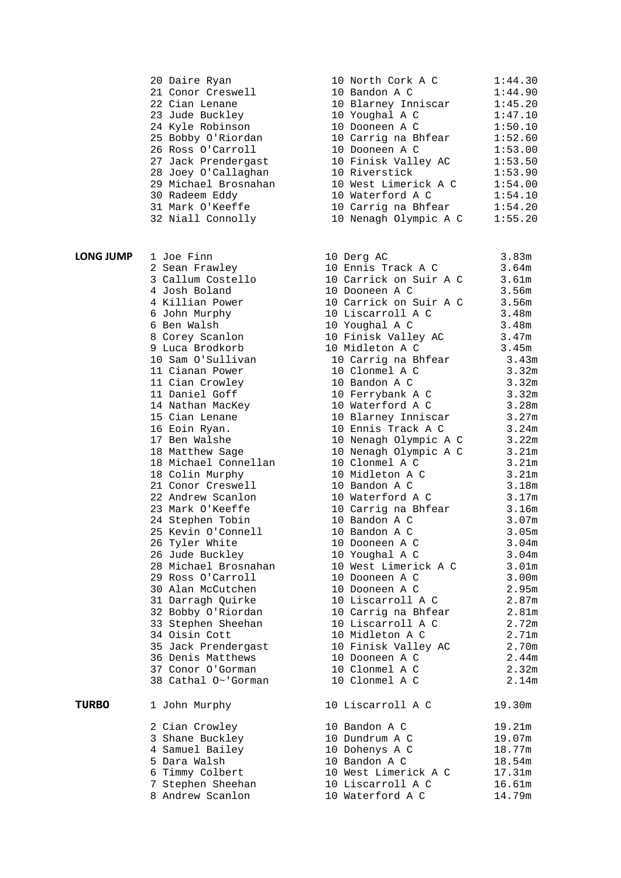| | | | |
|---|---|---|---|
| | 20 Daire Ryan | 10 North Cork A C | 1:44.30 |
| | 21 Conor Creswell | 10 Bandon A C | 1:44.90 |
| | 22 Cian Lenane | 10 Blarney Inniscar | 1:45.20 |
| | 23 Jude Buckley | 10 Youghal A C | 1:47.10 |
| | 24 Kyle Robinson | 10 Dooneen A C | 1:50.10 |
| | 25 Bobby O'Riordan | 10 Carrig na Bhfear | 1:52.60 |
| | 26 Ross O'Carroll | 10 Dooneen A C | 1:53.00 |
| | 27 Jack Prendergast | 10 Finisk Valley AC | 1:53.50 |
| | 28 Joey O'Callaghan | 10 Riverstick | 1:53.90 |
| | 29 Michael Brosnahan | 10 West Limerick A C | 1:54.00 |
| | 30 Radeem Eddy | 10 Waterford A C | 1:54.10 |
| | 31 Mark O'Keeffe | 10 Carrig na Bhfear | 1:54.20 |
| | 32 Niall Connolly | 10 Nenagh Olympic A C | 1:55.20 |
| **LONG JUMP** | 1 Joe Finn | 10 Derg AC | 3.83m |
| | 2 Sean Frawley | 10 Ennis Track A C | 3.64m |
| | 3 Callum Costello | 10 Carrick on Suir A C | 3.61m |
| | 4 Josh Boland | 10 Dooneen A C | 3.56m |
| | 4 Killian Power | 10 Carrick on Suir A C | 3.56m |
| | 6 John Murphy | 10 Liscarroll A C | 3.48m |
| | 6 Ben Walsh | 10 Youghal A C | 3.48m |
| | 8 Corey Scanlon | 10 Finisk Valley AC | 3.47m |
| | 9 Luca Brodkorb | 10 Midleton A C | 3.45m |
| | 10 Sam O'Sullivan | 10 Carrig na Bhfear | 3.43m |
| | 11 Cianan Power | 10 Clonmel A C | 3.32m |
| | 11 Cian Crowley | 10 Bandon A C | 3.32m |
| | 11 Daniel Goff | 10 Ferrybank A C | 3.32m |
| | 14 Nathan MacKey | 10 Waterford A C | 3.28m |
| | 15 Cian Lenane | 10 Blarney Inniscar | 3.27m |
| | 16 Eoin Ryan. | 10 Ennis Track A C | 3.24m |
| | 17 Ben Walshe | 10 Nenagh Olympic A C | 3.22m |
| | 18 Matthew Sage | 10 Nenagh Olympic A C | 3.21m |
| | 18 Michael Connellan | 10 Clonmel A C | 3.21m |
| | 18 Colin Murphy | 10 Midleton A C | 3.21m |
| | 21 Conor Creswell | 10 Bandon A C | 3.18m |
| | 22 Andrew Scanlon | 10 Waterford A C | 3.17m |
| | 23 Mark O'Keeffe | 10 Carrig na Bhfear | 3.16m |
| | 24 Stephen Tobin | 10 Bandon A C | 3.07m |
| | 25 Kevin O'Connell | 10 Bandon A C | 3.05m |
| | 26 Tyler White | 10 Dooneen A C | 3.04m |
| | 26 Jude Buckley | 10 Youghal A C | 3.04m |
| | 28 Michael Brosnahan | 10 West Limerick A C | 3.01m |
| | 29 Ross O'Carroll | 10 Dooneen A C | 3.00m |
| | 30 Alan McCutchen | 10 Dooneen A C | 2.95m |
| | 31 Darragh Quirke | 10 Liscarroll A C | 2.87m |
| | 32 Bobby O'Riordan | 10 Carrig na Bhfear | 2.81m |
| | 33 Stephen Sheehan | 10 Liscarroll A C | 2.72m |
| | 34 Oisin Cott | 10 Midleton A C | 2.71m |
| | 35 Jack Prendergast | 10 Finisk Valley AC | 2.70m |
| | 36 Denis Matthews | 10 Dooneen A C | 2.44m |
| | 37 Conor O'Gorman | 10 Clonmel A C | 2.32m |
| | 38 Cathal O~'Gorman | 10 Clonmel A C | 2.14m |
| **TURBO** | 1 John Murphy | 10 Liscarroll A C | 19.30m |
| | 2 Cian Crowley | 10 Bandon A C | 19.21m |
| | 3 Shane Buckley | 10 Dundrum A C | 19.07m |
| | 4 Samuel Bailey | 10 Dohenys A C | 18.77m |
| | 5 Dara Walsh | 10 Bandon A C | 18.54m |
| | 6 Timmy Colbert | 10 West Limerick A C | 17.31m |
| | 7 Stephen Sheehan | 10 Liscarroll A C | 16.61m |
| | 8 Andrew Scanlon | 10 Waterford A C | 14.79m |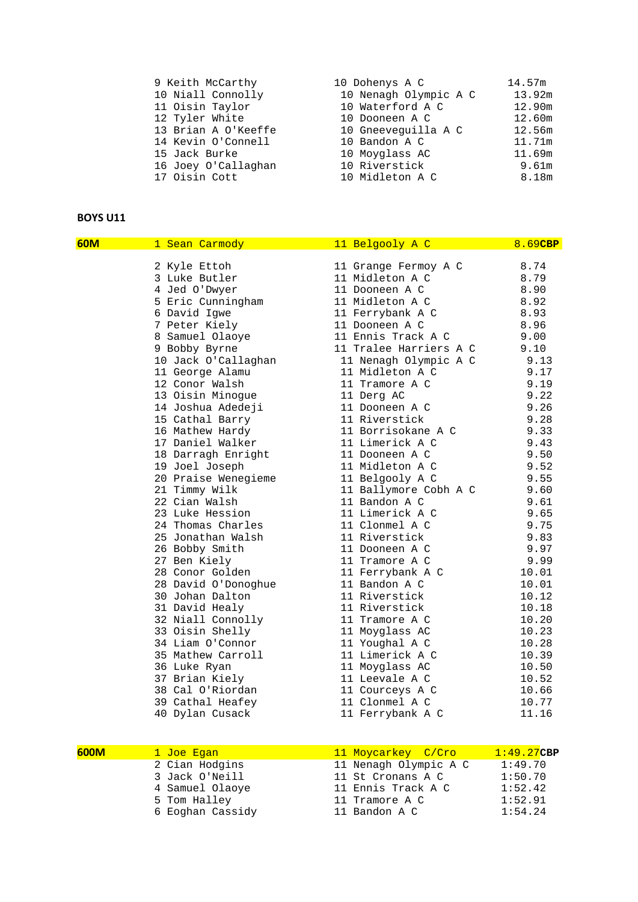| | | | |
|---|---|---|---|
| | 9 Keith McCarthy | 10 Dohenys A C | 14.57m |
| | 10 Niall Connolly | 10 Nenagh Olympic A C | 13.92m |
| | 11 Oisin Taylor | 10 Waterford A C | 12.90m |
| | 12 Tyler White | 10 Dooneen A C | 12.60m |
| | 13 Brian A O'Keeffe | 10 Gneeveguilla A C | 12.56m |
| | 14 Kevin O'Connell | 10 Bandon A C | 11.71m |
| | 15 Jack Burke | 10 Moyglass AC | 11.69m |
| | 16 Joey O'Callaghan | 10 Riverstick | 9.61m |
| | 17 Oisin Cott | 10 Midleton A C | 8.18m |

**BOYS U11**

| Event | Place / Name | Age / Club | Result |
|---|---|---|---|
| **60M** | 1 Sean Carmody | 11 Belgooly A C | 8.69**CBP** |
| | 2 Kyle Ettoh | 11 Grange Fermoy A C | 8.74 |
| | 3 Luke Butler | 11 Midleton A C | 8.79 |
| | 4 Jed O'Dwyer | 11 Dooneen A C | 8.90 |
| | 5 Eric Cunningham | 11 Midleton A C | 8.92 |
| | 6 David Igwe | 11 Ferrybank A C | 8.93 |
| | 7 Peter Kiely | 11 Dooneen A C | 8.96 |
| | 8 Samuel Olaoye | 11 Ennis Track A C | 9.00 |
| | 9 Bobby Byrne | 11 Tralee Harriers A C | 9.10 |
| | 10 Jack O'Callaghan | 11 Nenagh Olympic A C | 9.13 |
| | 11 George Alamu | 11 Midleton A C | 9.17 |
| | 12 Conor Walsh | 11 Tramore A C | 9.19 |
| | 13 Oisin Minogue | 11 Derg AC | 9.22 |
| | 14 Joshua Adedeji | 11 Dooneen A C | 9.26 |
| | 15 Cathal Barry | 11 Riverstick | 9.28 |
| | 16 Mathew Hardy | 11 Borrisokane A C | 9.33 |
| | 17 Daniel Walker | 11 Limerick A C | 9.43 |
| | 18 Darragh Enright | 11 Dooneen A C | 9.50 |
| | 19 Joel Joseph | 11 Midleton A C | 9.52 |
| | 20 Praise Wenegieme | 11 Belgooly A C | 9.55 |
| | 21 Timmy Wilk | 11 Ballymore Cobh A C | 9.60 |
| | 22 Cian Walsh | 11 Bandon A C | 9.61 |
| | 23 Luke Hession | 11 Limerick A C | 9.65 |
| | 24 Thomas Charles | 11 Clonmel A C | 9.75 |
| | 25 Jonathan Walsh | 11 Riverstick | 9.83 |
| | 26 Bobby Smith | 11 Dooneen A C | 9.97 |
| | 27 Ben Kiely | 11 Tramore A C | 9.99 |
| | 28 Conor Golden | 11 Ferrybank A C | 10.01 |
| | 28 David O'Donoghue | 11 Bandon A C | 10.01 |
| | 30 Johan Dalton | 11 Riverstick | 10.12 |
| | 31 David Healy | 11 Riverstick | 10.18 |
| | 32 Niall Connolly | 11 Tramore A C | 10.20 |
| | 33 Oisin Shelly | 11 Moyglass AC | 10.23 |
| | 34 Liam O'Connor | 11 Youghal A C | 10.28 |
| | 35 Mathew Carroll | 11 Limerick A C | 10.39 |
| | 36 Luke Ryan | 11 Moyglass AC | 10.50 |
| | 37 Brian Kiely | 11 Leevale A C | 10.52 |
| | 38 Cal O'Riordan | 11 Courceys A C | 10.66 |
| | 39 Cathal Heafey | 11 Clonmel A C | 10.77 |
| | 40 Dylan Cusack | 11 Ferrybank A C | 11.16 |

| Event | Place / Name | Age / Club | Result |
|---|---|---|---|
| **600M** | 1 Joe Egan | 11 Moycarkey C/Cro | 1:49.27**CBP** |
| | 2 Cian Hodgins | 11 Nenagh Olympic A C | 1:49.70 |
| | 3 Jack O'Neill | 11 St Cronans A C | 1:50.70 |
| | 4 Samuel Olaoye | 11 Ennis Track A C | 1:52.42 |
| | 5 Tom Halley | 11 Tramore A C | 1:52.91 |
| | 6 Eoghan Cassidy | 11 Bandon A C | 1:54.24 |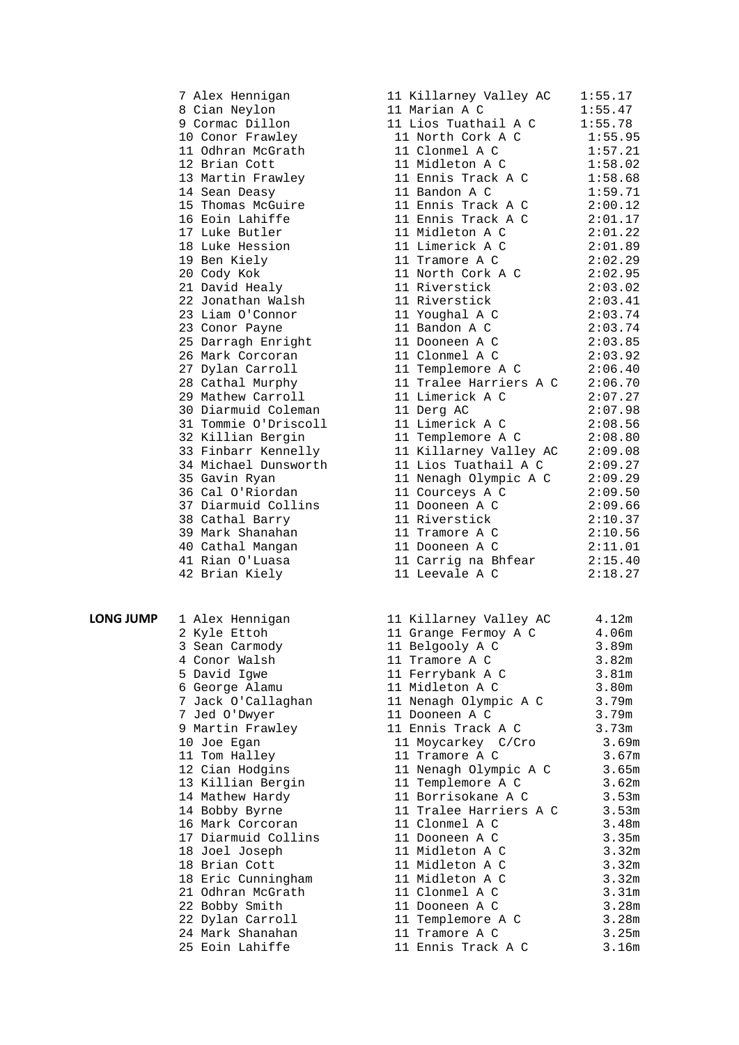| Place | Name | Age | Club | Result |
|---|---|---|---|---|
| 7 | Alex Hennigan | 11 | Killarney Valley AC | 1:55.17 |
| 8 | Cian Neylon | 11 | Marian A C | 1:55.47 |
| 9 | Cormac Dillon | 11 | Lios Tuathail A C | 1:55.78 |
| 10 | Conor Frawley | 11 | North Cork A C | 1:55.95 |
| 11 | Odhran McGrath | 11 | Clonmel A C | 1:57.21 |
| 12 | Brian Cott | 11 | Midleton A C | 1:58.02 |
| 13 | Martin Frawley | 11 | Ennis Track A C | 1:58.68 |
| 14 | Sean Deasy | 11 | Bandon A C | 1:59.71 |
| 15 | Thomas McGuire | 11 | Ennis Track A C | 2:00.12 |
| 16 | Eoin Lahiffe | 11 | Ennis Track A C | 2:01.17 |
| 17 | Luke Butler | 11 | Midleton A C | 2:01.22 |
| 18 | Luke Hession | 11 | Limerick A C | 2:01.89 |
| 19 | Ben Kiely | 11 | Tramore A C | 2:02.29 |
| 20 | Cody Kok | 11 | North Cork A C | 2:02.95 |
| 21 | David Healy | 11 | Riverstick | 2:03.02 |
| 22 | Jonathan Walsh | 11 | Riverstick | 2:03.41 |
| 23 | Liam O'Connor | 11 | Youghal A C | 2:03.74 |
| 23 | Conor Payne | 11 | Bandon A C | 2:03.74 |
| 25 | Darragh Enright | 11 | Dooneen A C | 2:03.85 |
| 26 | Mark Corcoran | 11 | Clonmel A C | 2:03.92 |
| 27 | Dylan Carroll | 11 | Templemore A C | 2:06.40 |
| 28 | Cathal Murphy | 11 | Tralee Harriers A C | 2:06.70 |
| 29 | Mathew Carroll | 11 | Limerick A C | 2:07.27 |
| 30 | Diarmuid Coleman | 11 | Derg AC | 2:07.98 |
| 31 | Tommie O'Driscoll | 11 | Limerick A C | 2:08.56 |
| 32 | Killian Bergin | 11 | Templemore A C | 2:08.80 |
| 33 | Finbarr Kennelly | 11 | Killarney Valley AC | 2:09.08 |
| 34 | Michael Dunsworth | 11 | Lios Tuathail A C | 2:09.27 |
| 35 | Gavin Ryan | 11 | Nenagh Olympic A C | 2:09.29 |
| 36 | Cal O'Riordan | 11 | Courceys A C | 2:09.50 |
| 37 | Diarmuid Collins | 11 | Dooneen A C | 2:09.66 |
| 38 | Cathal Barry | 11 | Riverstick | 2:10.37 |
| 39 | Mark Shanahan | 11 | Tramore A C | 2:10.56 |
| 40 | Cathal Mangan | 11 | Dooneen A C | 2:11.01 |
| 41 | Rian O'Luasa | 11 | Carrig na Bhfear | 2:15.40 |
| 42 | Brian Kiely | 11 | Leevale A C | 2:18.27 |

**LONG JUMP**

| Place | Name | Age | Club | Result |
|---|---|---|---|---|
| 1 | Alex Hennigan | 11 | Killarney Valley AC | 4.12m |
| 2 | Kyle Ettoh | 11 | Grange Fermoy A C | 4.06m |
| 3 | Sean Carmody | 11 | Belgooly A C | 3.89m |
| 4 | Conor Walsh | 11 | Tramore A C | 3.82m |
| 5 | David Igwe | 11 | Ferrybank A C | 3.81m |
| 6 | George Alamu | 11 | Midleton A C | 3.80m |
| 7 | Jack O'Callaghan | 11 | Nenagh Olympic A C | 3.79m |
| 7 | Jed O'Dwyer | 11 | Dooneen A C | 3.79m |
| 9 | Martin Frawley | 11 | Ennis Track A C | 3.73m |
| 10 | Joe Egan | 11 | Moycarkey C/Cro | 3.69m |
| 11 | Tom Halley | 11 | Tramore A C | 3.67m |
| 12 | Cian Hodgins | 11 | Nenagh Olympic A C | 3.65m |
| 13 | Killian Bergin | 11 | Templemore A C | 3.62m |
| 14 | Mathew Hardy | 11 | Borrisokane A C | 3.53m |
| 14 | Bobby Byrne | 11 | Tralee Harriers A C | 3.53m |
| 16 | Mark Corcoran | 11 | Clonmel A C | 3.48m |
| 17 | Diarmuid Collins | 11 | Dooneen A C | 3.35m |
| 18 | Joel Joseph | 11 | Midleton A C | 3.32m |
| 18 | Brian Cott | 11 | Midleton A C | 3.32m |
| 18 | Eric Cunningham | 11 | Midleton A C | 3.32m |
| 21 | Odhran McGrath | 11 | Clonmel A C | 3.31m |
| 22 | Bobby Smith | 11 | Dooneen A C | 3.28m |
| 22 | Dylan Carroll | 11 | Templemore A C | 3.28m |
| 24 | Mark Shanahan | 11 | Tramore A C | 3.25m |
| 25 | Eoin Lahiffe | 11 | Ennis Track A C | 3.16m |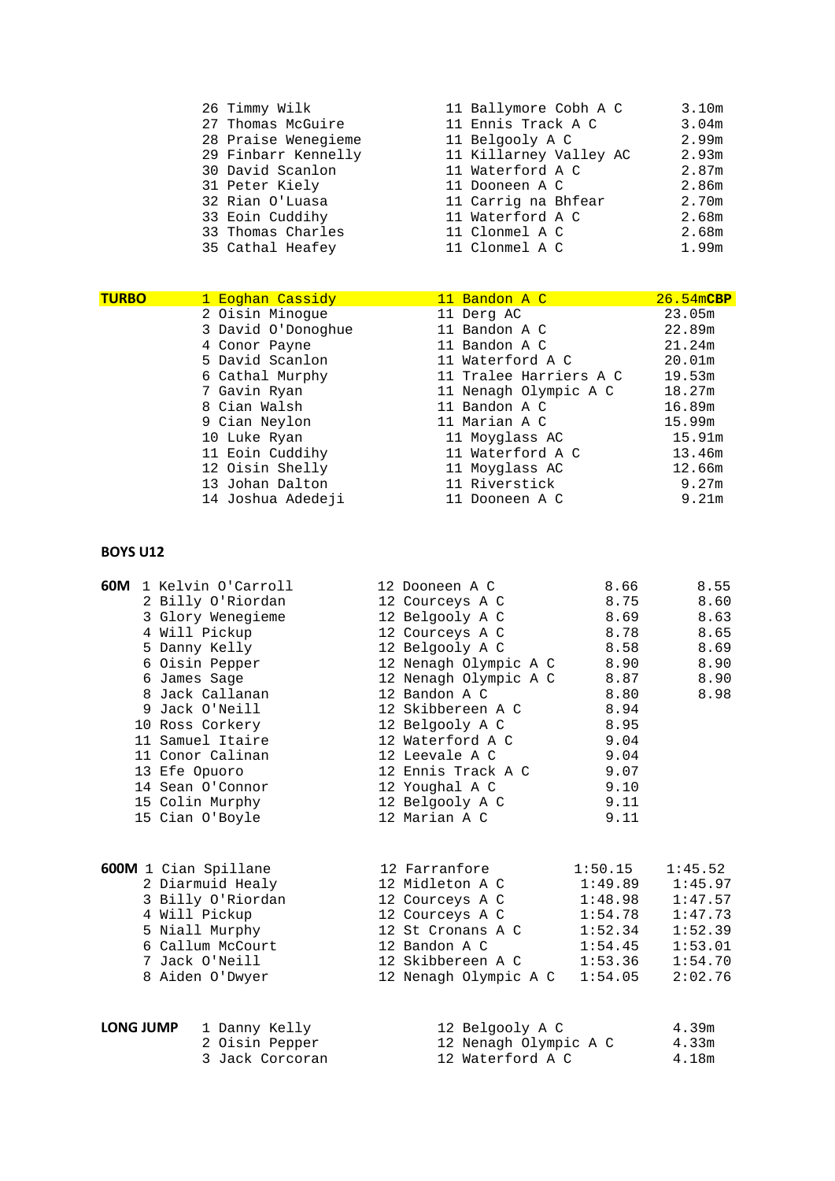| | | | |
|---|---|---|---|
| 26 | Timmy Wilk | 11 Ballymore Cobh A C | 3.10m |
| 27 | Thomas McGuire | 11 Ennis Track A C | 3.04m |
| 28 | Praise Wenegieme | 11 Belgooly A C | 2.99m |
| 29 | Finbarr Kennelly | 11 Killarney Valley AC | 2.93m |
| 30 | David Scanlon | 11 Waterford A C | 2.87m |
| 31 | Peter Kiely | 11 Dooneen A C | 2.86m |
| 32 | Rian O'Luasa | 11 Carrig na Bhfear | 2.70m |
| 33 | Eoin Cuddihy | 11 Waterford A C | 2.68m |
| 33 | Thomas Charles | 11 Clonmel A C | 2.68m |
| 35 | Cathal Heafey | 11 Clonmel A C | 1.99m |

**TURBO**

| | | | |
|---|---|---|---|
| 1 | Eoghan Cassidy | 11 Bandon A C | 26.54m**CBP** |
| 2 | Oisin Minogue | 11 Derg AC | 23.05m |
| 3 | David O'Donoghue | 11 Bandon A C | 22.89m |
| 4 | Conor Payne | 11 Bandon A C | 21.24m |
| 5 | David Scanlon | 11 Waterford A C | 20.01m |
| 6 | Cathal Murphy | 11 Tralee Harriers A C | 19.53m |
| 7 | Gavin Ryan | 11 Nenagh Olympic A C | 18.27m |
| 8 | Cian Walsh | 11 Bandon A C | 16.89m |
| 9 | Cian Neylon | 11 Marian A C | 15.99m |
| 10 | Luke Ryan | 11 Moyglass AC | 15.91m |
| 11 | Eoin Cuddihy | 11 Waterford A C | 13.46m |
| 12 | Oisin Shelly | 11 Moyglass AC | 12.66m |
| 13 | Johan Dalton | 11 Riverstick | 9.27m |
| 14 | Joshua Adedeji | 11 Dooneen A C | 9.21m |

## BOYS U12

**60M**

| | | | | |
|---|---|---|---|---|
| 1 | Kelvin O'Carroll | 12 Dooneen A C | 8.66 | 8.55 |
| 2 | Billy O'Riordan | 12 Courceys A C | 8.75 | 8.60 |
| 3 | Glory Wenegieme | 12 Belgooly A C | 8.69 | 8.63 |
| 4 | Will Pickup | 12 Courceys A C | 8.78 | 8.65 |
| 5 | Danny Kelly | 12 Belgooly A C | 8.58 | 8.69 |
| 6 | Oisin Pepper | 12 Nenagh Olympic A C | 8.90 | 8.90 |
| 6 | James Sage | 12 Nenagh Olympic A C | 8.87 | 8.90 |
| 8 | Jack Callanan | 12 Bandon A C | 8.80 | 8.98 |
| 9 | Jack O'Neill | 12 Skibbereen A C | 8.94 | |
| 10 | Ross Corkery | 12 Belgooly A C | 8.95 | |
| 11 | Samuel Itaire | 12 Waterford A C | 9.04 | |
| 11 | Conor Calinan | 12 Leevale A C | 9.04 | |
| 13 | Efe Opuoro | 12 Ennis Track A C | 9.07 | |
| 14 | Sean O'Connor | 12 Youghal A C | 9.10 | |
| 15 | Colin Murphy | 12 Belgooly A C | 9.11 | |
| 15 | Cian O'Boyle | 12 Marian A C | 9.11 | |

**600M**

| | | | | |
|---|---|---|---|---|
| 1 | Cian Spillane | 12 Farranfore | 1:50.15 | 1:45.52 |
| 2 | Diarmuid Healy | 12 Midleton A C | 1:49.89 | 1:45.97 |
| 3 | Billy O'Riordan | 12 Courceys A C | 1:48.98 | 1:47.57 |
| 4 | Will Pickup | 12 Courceys A C | 1:54.78 | 1:47.73 |
| 5 | Niall Murphy | 12 St Cronans A C | 1:52.34 | 1:52.39 |
| 6 | Callum McCourt | 12 Bandon A C | 1:54.45 | 1:53.01 |
| 7 | Jack O'Neill | 12 Skibbereen A C | 1:53.36 | 1:54.70 |
| 8 | Aiden O'Dwyer | 12 Nenagh Olympic A C | 1:54.05 | 2:02.76 |

**LONG JUMP**

| | | | |
|---|---|---|---|
| 1 | Danny Kelly | 12 Belgooly A C | 4.39m |
| 2 | Oisin Pepper | 12 Nenagh Olympic A C | 4.33m |
| 3 | Jack Corcoran | 12 Waterford A C | 4.18m |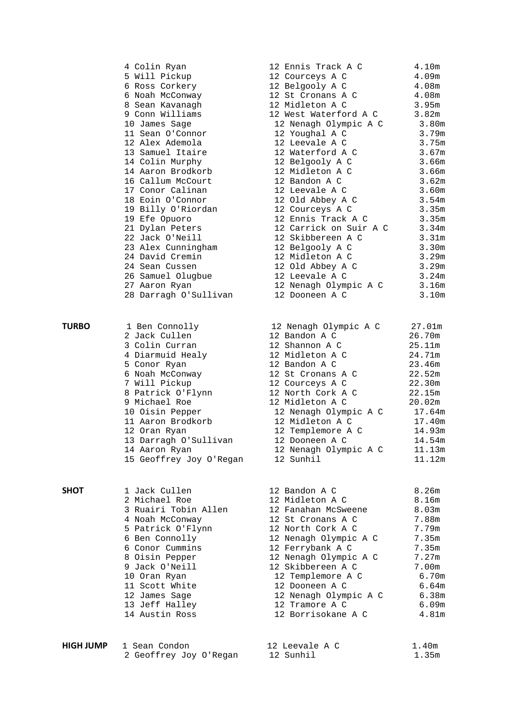| Event | Pos | Name | Age | Club | Result |
|---|---|---|---|---|---|
| | 4 | Colin Ryan | 12 | Ennis Track A C | 4.10m |
| | 5 | Will Pickup | 12 | Courceys A C | 4.09m |
| | 6 | Ross Corkery | 12 | Belgooly A C | 4.08m |
| | 6 | Noah McConway | 12 | St Cronans A C | 4.08m |
| | 8 | Sean Kavanagh | 12 | Midleton A C | 3.95m |
| | 9 | Conn Williams | 12 | West Waterford A C | 3.82m |
| | 10 | James Sage | 12 | Nenagh Olympic A C | 3.80m |
| | 11 | Sean O'Connor | 12 | Youghal A C | 3.79m |
| | 12 | Alex Ademola | 12 | Leevale A C | 3.75m |
| | 13 | Samuel Itaire | 12 | Waterford A C | 3.67m |
| | 14 | Colin Murphy | 12 | Belgooly A C | 3.66m |
| | 14 | Aaron Brodkorb | 12 | Midleton A C | 3.66m |
| | 16 | Callum McCourt | 12 | Bandon A C | 3.62m |
| | 17 | Conor Calinan | 12 | Leevale A C | 3.60m |
| | 18 | Eoin O'Connor | 12 | Old Abbey A C | 3.54m |
| | 19 | Billy O'Riordan | 12 | Courceys A C | 3.35m |
| | 19 | Efe Opuoro | 12 | Ennis Track A C | 3.35m |
| | 21 | Dylan Peters | 12 | Carrick on Suir A C | 3.34m |
| | 22 | Jack O'Neill | 12 | Skibbereen A C | 3.31m |
| | 23 | Alex Cunningham | 12 | Belgooly A C | 3.30m |
| | 24 | David Cremin | 12 | Midleton A C | 3.29m |
| | 24 | Sean Cussen | 12 | Old Abbey A C | 3.29m |
| | 26 | Samuel Olugbue | 12 | Leevale A C | 3.24m |
| | 27 | Aaron Ryan | 12 | Nenagh Olympic A C | 3.16m |
| | 28 | Darragh O'Sullivan | 12 | Dooneen A C | 3.10m |

| Event | Pos | Name | Age | Club | Result |
|---|---|---|---|---|---|
| **TURBO** | 1 | Ben Connolly | 12 | Nenagh Olympic A C | 27.01m |
| | 2 | Jack Cullen | 12 | Bandon A C | 26.70m |
| | 3 | Colin Curran | 12 | Shannon A C | 25.11m |
| | 4 | Diarmuid Healy | 12 | Midleton A C | 24.71m |
| | 5 | Conor Ryan | 12 | Bandon A C | 23.46m |
| | 6 | Noah McConway | 12 | St Cronans A C | 22.52m |
| | 7 | Will Pickup | 12 | Courceys A C | 22.30m |
| | 8 | Patrick O'Flynn | 12 | North Cork A C | 22.15m |
| | 9 | Michael Roe | 12 | Midleton A C | 20.02m |
| | 10 | Oisin Pepper | 12 | Nenagh Olympic A C | 17.64m |
| | 11 | Aaron Brodkorb | 12 | Midleton A C | 17.40m |
| | 12 | Oran Ryan | 12 | Templemore A C | 14.93m |
| | 13 | Darragh O'Sullivan | 12 | Dooneen A C | 14.54m |
| | 14 | Aaron Ryan | 12 | Nenagh Olympic A C | 11.13m |
| | 15 | Geoffrey Joy O'Regan | 12 | Sunhil | 11.12m |

| Event | Pos | Name | Age | Club | Result |
|---|---|---|---|---|---|
| **SHOT** | 1 | Jack Cullen | 12 | Bandon A C | 8.26m |
| | 2 | Michael Roe | 12 | Midleton A C | 8.16m |
| | 3 | Ruairi Tobin Allen | 12 | Fanahan McSweene | 8.03m |
| | 4 | Noah McConway | 12 | St Cronans A C | 7.88m |
| | 5 | Patrick O'Flynn | 12 | North Cork A C | 7.79m |
| | 6 | Ben Connolly | 12 | Nenagh Olympic A C | 7.35m |
| | 6 | Conor Cummins | 12 | Ferrybank A C | 7.35m |
| | 8 | Oisin Pepper | 12 | Nenagh Olympic A C | 7.27m |
| | 9 | Jack O'Neill | 12 | Skibbereen A C | 7.00m |
| | 10 | Oran Ryan | 12 | Templemore A C | 6.70m |
| | 11 | Scott White | 12 | Dooneen A C | 6.64m |
| | 12 | James Sage | 12 | Nenagh Olympic A C | 6.38m |
| | 13 | Jeff Halley | 12 | Tramore A C | 6.09m |
| | 14 | Austin Ross | 12 | Borrisokane A C | 4.81m |

| Event | Pos | Name | Age | Club | Result |
|---|---|---|---|---|---|
| **HIGH JUMP** | 1 | Sean Condon | 12 | Leevale A C | 1.40m |
| | 2 | Geoffrey Joy O'Regan | 12 | Sunhil | 1.35m |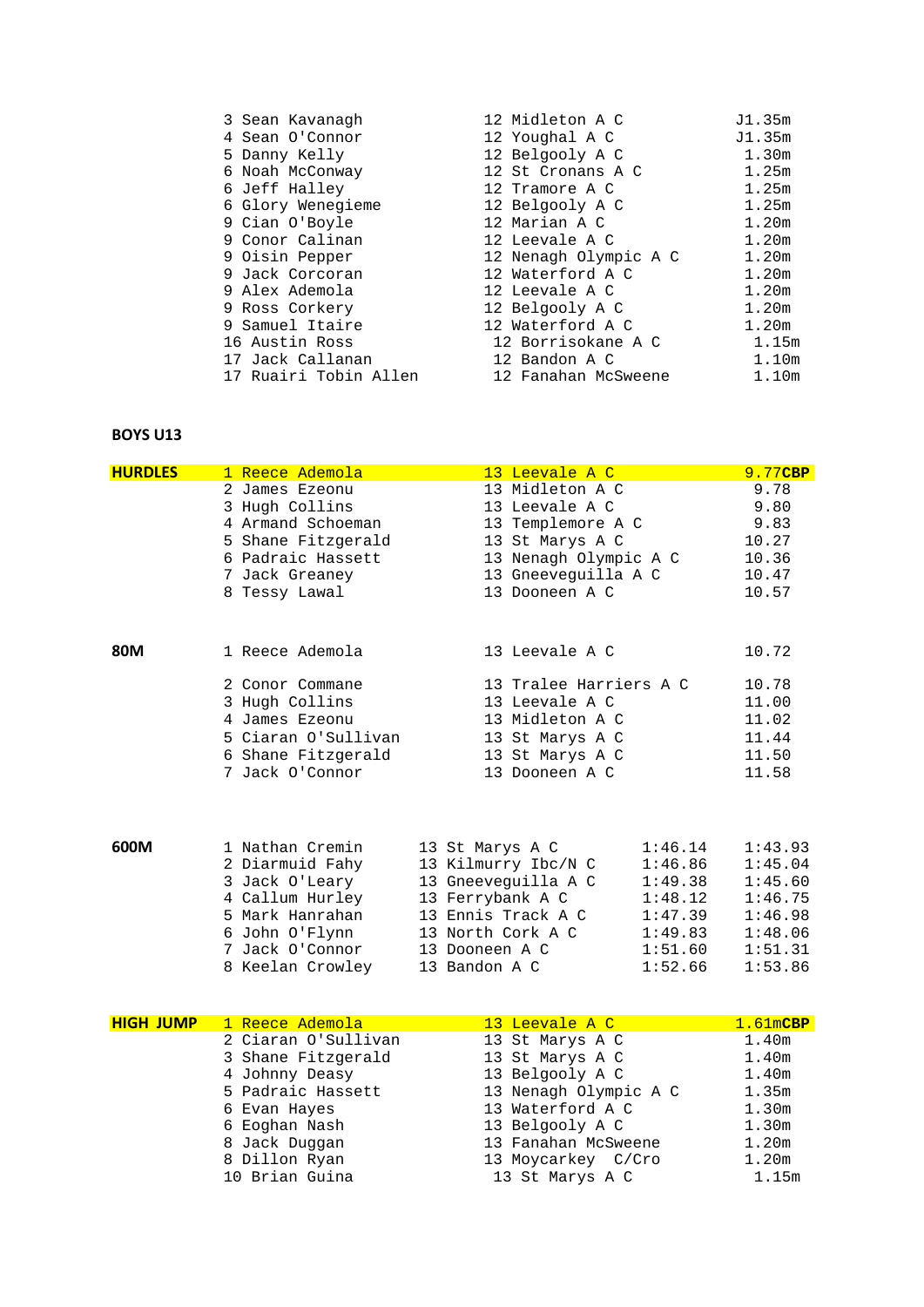| | | | |
|---|---|---|---|
| 3 | Sean Kavanagh | 12 Midleton A C | J1.35m |
| 4 | Sean O'Connor | 12 Youghal A C | J1.35m |
| 5 | Danny Kelly | 12 Belgooly A C | 1.30m |
| 6 | Noah McConway | 12 St Cronans A C | 1.25m |
| 6 | Jeff Halley | 12 Tramore A C | 1.25m |
| 6 | Glory Wenegieme | 12 Belgooly A C | 1.25m |
| 9 | Cian O'Boyle | 12 Marian A C | 1.20m |
| 9 | Conor Calinan | 12 Leevale A C | 1.20m |
| 9 | Oisin Pepper | 12 Nenagh Olympic A C | 1.20m |
| 9 | Jack Corcoran | 12 Waterford A C | 1.20m |
| 9 | Alex Ademola | 12 Leevale A C | 1.20m |
| 9 | Ross Corkery | 12 Belgooly A C | 1.20m |
| 9 | Samuel Itaire | 12 Waterford A C | 1.20m |
| 16 | Austin Ross | 12 Borrisokane A C | 1.15m |
| 17 | Jack Callanan | 12 Bandon A C | 1.10m |
| 17 | Ruairi Tobin Allen | 12 Fanahan McSweene | 1.10m |

**BOYS U13**

| Event | Pos | Name | Club | Result |
|---|---|---|---|---|
| **HURDLES** | 1 | Reece Ademola | 13 Leevale A C | 9.77**CBP** |
| | 2 | James Ezeonu | 13 Midleton A C | 9.78 |
| | 3 | Hugh Collins | 13 Leevale A C | 9.80 |
| | 4 | Armand Schoeman | 13 Templemore A C | 9.83 |
| | 5 | Shane Fitzgerald | 13 St Marys A C | 10.27 |
| | 6 | Padraic Hassett | 13 Nenagh Olympic A C | 10.36 |
| | 7 | Jack Greaney | 13 Gneeveguilla A C | 10.47 |
| | 8 | Tessy Lawal | 13 Dooneen A C | 10.57 |

| Event | Pos | Name | Club | Result |
|---|---|---|---|---|
| **80M** | 1 | Reece Ademola | 13 Leevale A C | 10.72 |
| | 2 | Conor Commane | 13 Tralee Harriers A C | 10.78 |
| | 3 | Hugh Collins | 13 Leevale A C | 11.00 |
| | 4 | James Ezeonu | 13 Midleton A C | 11.02 |
| | 5 | Ciaran O'Sullivan | 13 St Marys A C | 11.44 |
| | 6 | Shane Fitzgerald | 13 St Marys A C | 11.50 |
| | 7 | Jack O'Connor | 13 Dooneen A C | 11.58 |

| Event | Pos | Name | Club | Heat | Final |
|---|---|---|---|---|---|
| **600M** | 1 | Nathan Cremin | 13 St Marys A C | 1:46.14 | 1:43.93 |
| | 2 | Diarmuid Fahy | 13 Kilmurry Ibc/N C | 1:46.86 | 1:45.04 |
| | 3 | Jack O'Leary | 13 Gneeveguilla A C | 1:49.38 | 1:45.60 |
| | 4 | Callum Hurley | 13 Ferrybank A C | 1:48.12 | 1:46.75 |
| | 5 | Mark Hanrahan | 13 Ennis Track A C | 1:47.39 | 1:46.98 |
| | 6 | John O'Flynn | 13 North Cork A C | 1:49.83 | 1:48.06 |
| | 7 | Jack O'Connor | 13 Dooneen A C | 1:51.60 | 1:51.31 |
| | 8 | Keelan Crowley | 13 Bandon A C | 1:52.66 | 1:53.86 |

| Event | Pos | Name | Club | Result |
|---|---|---|---|---|
| **HIGH JUMP** | 1 | Reece Ademola | 13 Leevale A C | 1.61m**CBP** |
| | 2 | Ciaran O'Sullivan | 13 St Marys A C | 1.40m |
| | 3 | Shane Fitzgerald | 13 St Marys A C | 1.40m |
| | 4 | Johnny Deasy | 13 Belgooly A C | 1.40m |
| | 5 | Padraic Hassett | 13 Nenagh Olympic A C | 1.35m |
| | 6 | Evan Hayes | 13 Waterford A C | 1.30m |
| | 6 | Eoghan Nash | 13 Belgooly A C | 1.30m |
| | 8 | Jack Duggan | 13 Fanahan McSweene | 1.20m |
| | 8 | Dillon Ryan | 13 Moycarkey C/Cro | 1.20m |
| | 10 | Brian Guina | 13 St Marys A C | 1.15m |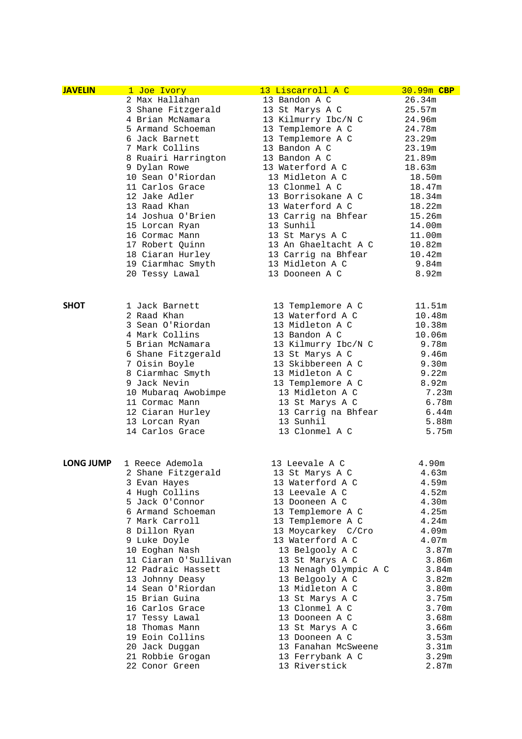| | | | |
|---|---|---|---|
| **JAVELIN** | 1 Joe Ivory | 13 Liscarroll A C | 30.99m **CBP** |
| | 2 Max Hallahan | 13 Bandon A C | 26.34m |
| | 3 Shane Fitzgerald | 13 St Marys A C | 25.57m |
| | 4 Brian McNamara | 13 Kilmurry Ibc/N C | 24.96m |
| | 5 Armand Schoeman | 13 Templemore A C | 24.78m |
| | 6 Jack Barnett | 13 Templemore A C | 23.29m |
| | 7 Mark Collins | 13 Bandon A C | 23.19m |
| | 8 Ruairi Harrington | 13 Bandon A C | 21.89m |
| | 9 Dylan Rowe | 13 Waterford A C | 18.63m |
| | 10 Sean O'Riordan | 13 Midleton A C | 18.50m |
| | 11 Carlos Grace | 13 Clonmel A C | 18.47m |
| | 12 Jake Adler | 13 Borrisokane A C | 18.34m |
| | 13 Raad Khan | 13 Waterford A C | 18.22m |
| | 14 Joshua O'Brien | 13 Carrig na Bhfear | 15.26m |
| | 15 Lorcan Ryan | 13 Sunhil | 14.00m |
| | 16 Cormac Mann | 13 St Marys A C | 11.00m |
| | 17 Robert Quinn | 13 An Ghaeltacht A C | 10.82m |
| | 18 Ciaran Hurley | 13 Carrig na Bhfear | 10.42m |
| | 19 Ciarmhac Smyth | 13 Midleton A C | 9.84m |
| | 20 Tessy Lawal | 13 Dooneen A C | 8.92m |
| **SHOT** | 1 Jack Barnett | 13 Templemore A C | 11.51m |
| | 2 Raad Khan | 13 Waterford A C | 10.48m |
| | 3 Sean O'Riordan | 13 Midleton A C | 10.38m |
| | 4 Mark Collins | 13 Bandon A C | 10.06m |
| | 5 Brian McNamara | 13 Kilmurry Ibc/N C | 9.78m |
| | 6 Shane Fitzgerald | 13 St Marys A C | 9.46m |
| | 7 Oisin Boyle | 13 Skibbereen A C | 9.30m |
| | 8 Ciarmhac Smyth | 13 Midleton A C | 9.22m |
| | 9 Jack Nevin | 13 Templemore A C | 8.92m |
| | 10 Mubaraq Awobimpe | 13 Midleton A C | 7.23m |
| | 11 Cormac Mann | 13 St Marys A C | 6.78m |
| | 12 Ciaran Hurley | 13 Carrig na Bhfear | 6.44m |
| | 13 Lorcan Ryan | 13 Sunhil | 5.88m |
| | 14 Carlos Grace | 13 Clonmel A C | 5.75m |
| **LONG JUMP** | 1 Reece Ademola | 13 Leevale A C | 4.90m |
| | 2 Shane Fitzgerald | 13 St Marys A C | 4.63m |
| | 3 Evan Hayes | 13 Waterford A C | 4.59m |
| | 4 Hugh Collins | 13 Leevale A C | 4.52m |
| | 5 Jack O'Connor | 13 Dooneen A C | 4.30m |
| | 6 Armand Schoeman | 13 Templemore A C | 4.25m |
| | 7 Mark Carroll | 13 Templemore A C | 4.24m |
| | 8 Dillon Ryan | 13 Moycarkey C/Cro | 4.09m |
| | 9 Luke Doyle | 13 Waterford A C | 4.07m |
| | 10 Eoghan Nash | 13 Belgooly A C | 3.87m |
| | 11 Ciaran O'Sullivan | 13 St Marys A C | 3.86m |
| | 12 Padraic Hassett | 13 Nenagh Olympic A C | 3.84m |
| | 13 Johnny Deasy | 13 Belgooly A C | 3.82m |
| | 14 Sean O'Riordan | 13 Midleton A C | 3.80m |
| | 15 Brian Guina | 13 St Marys A C | 3.75m |
| | 16 Carlos Grace | 13 Clonmel A C | 3.70m |
| | 17 Tessy Lawal | 13 Dooneen A C | 3.68m |
| | 18 Thomas Mann | 13 St Marys A C | 3.66m |
| | 19 Eoin Collins | 13 Dooneen A C | 3.53m |
| | 20 Jack Duggan | 13 Fanahan McSweene | 3.31m |
| | 21 Robbie Grogan | 13 Ferrybank A C | 3.29m |
| | 22 Conor Green | 13 Riverstick | 2.87m |